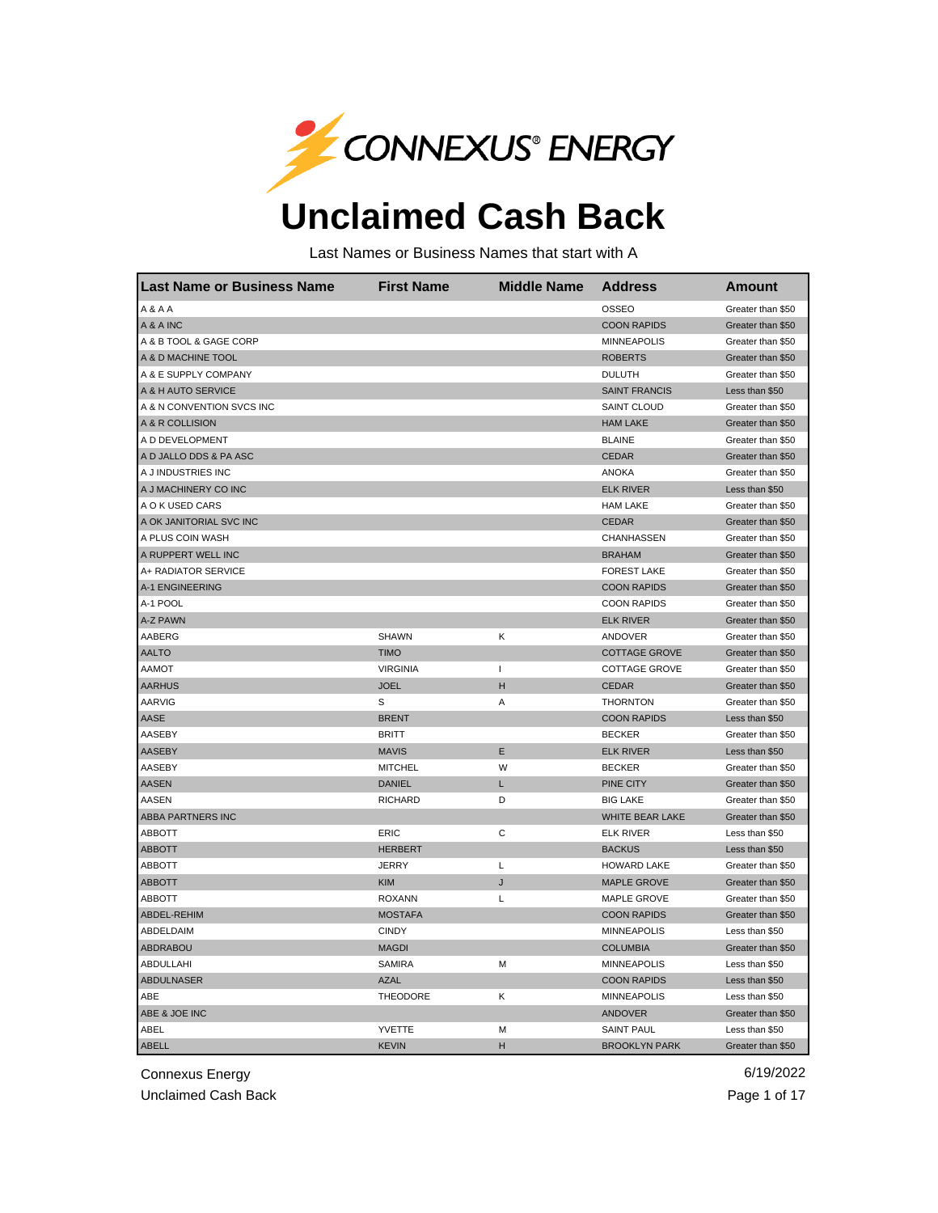CONNEXUS® ENERGY

# Unclaimed Cash Back

Last Names or Business Names that start with A

| Last Name or Business Name | First Name | Middle Name | Address | Amount |
|---|---|---|---|---|
| A & A A | | | OSSEO | Greater than $50 |
| A & A INC | | | COON RAPIDS | Greater than $50 |
| A & B TOOL & GAGE CORP | | | MINNEAPOLIS | Greater than $50 |
| A & D MACHINE TOOL | | | ROBERTS | Greater than $50 |
| A & E SUPPLY COMPANY | | | DULUTH | Greater than $50 |
| A & H AUTO SERVICE | | | SAINT FRANCIS | Less than $50 |
| A & N CONVENTION SVCS INC | | | SAINT CLOUD | Greater than $50 |
| A & R COLLISION | | | HAM LAKE | Greater than $50 |
| A D DEVELOPMENT | | | BLAINE | Greater than $50 |
| A D JALLO DDS & PA ASC | | | CEDAR | Greater than $50 |
| A J INDUSTRIES INC | | | ANOKA | Greater than $50 |
| A J MACHINERY CO INC | | | ELK RIVER | Less than $50 |
| A O K USED CARS | | | HAM LAKE | Greater than $50 |
| A OK JANITORIAL SVC INC | | | CEDAR | Greater than $50 |
| A PLUS COIN WASH | | | CHANHASSEN | Greater than $50 |
| A RUPPERT WELL INC | | | BRAHAM | Greater than $50 |
| A+ RADIATOR SERVICE | | | FOREST LAKE | Greater than $50 |
| A-1 ENGINEERING | | | COON RAPIDS | Greater than $50 |
| A-1 POOL | | | COON RAPIDS | Greater than $50 |
| A-Z PAWN | | | ELK RIVER | Greater than $50 |
| AABERG | SHAWN | K | ANDOVER | Greater than $50 |
| AALTO | TIMO | | COTTAGE GROVE | Greater than $50 |
| AAMOT | VIRGINIA | I | COTTAGE GROVE | Greater than $50 |
| AARHUS | JOEL | H | CEDAR | Greater than $50 |
| AARVIG | S | A | THORNTON | Greater than $50 |
| AASE | BRENT | | COON RAPIDS | Less than $50 |
| AASEBY | BRITT | | BECKER | Greater than $50 |
| AASEBY | MAVIS | E | ELK RIVER | Less than $50 |
| AASEBY | MITCHEL | W | BECKER | Greater than $50 |
| AASEN | DANIEL | L | PINE CITY | Greater than $50 |
| AASEN | RICHARD | D | BIG LAKE | Greater than $50 |
| ABBA PARTNERS INC | | | WHITE BEAR LAKE | Greater than $50 |
| ABBOTT | ERIC | C | ELK RIVER | Less than $50 |
| ABBOTT | HERBERT | | BACKUS | Less than $50 |
| ABBOTT | JERRY | L | HOWARD LAKE | Greater than $50 |
| ABBOTT | KIM | J | MAPLE GROVE | Greater than $50 |
| ABBOTT | ROXANN | L | MAPLE GROVE | Greater than $50 |
| ABDEL-REHIM | MOSTAFA | | COON RAPIDS | Greater than $50 |
| ABDELDAIM | CINDY | | MINNEAPOLIS | Less than $50 |
| ABDRABOU | MAGDI | | COLUMBIA | Greater than $50 |
| ABDULLAHI | SAMIRA | M | MINNEAPOLIS | Less than $50 |
| ABDULNASER | AZAL | | COON RAPIDS | Less than $50 |
| ABE | THEODORE | K | MINNEAPOLIS | Less than $50 |
| ABE & JOE INC | | | ANDOVER | Greater than $50 |
| ABEL | YVETTE | M | SAINT PAUL | Less than $50 |
| ABELL | KEVIN | H | BROOKLYN PARK | Greater than $50 |

Connexus Energy
Unclaimed Cash Back

6/19/2022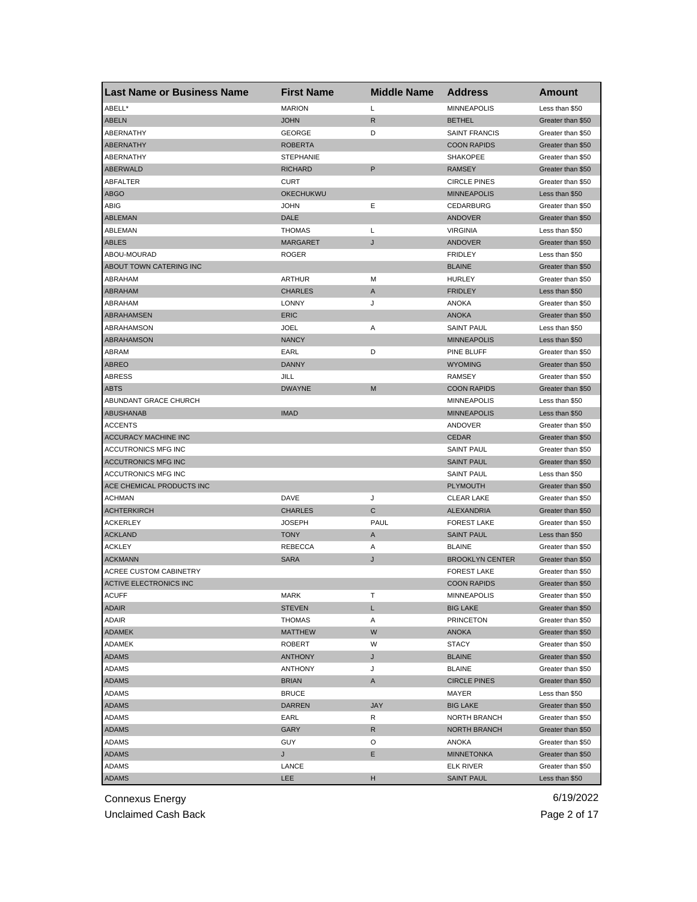| Last Name or Business Name | First Name | Middle Name | Address | Amount |
|---|---|---|---|---|
| ABELL* | MARION | L | MINNEAPOLIS | Less than $50 |
| ABELN | JOHN | R | BETHEL | Greater than $50 |
| ABERNATHY | GEORGE | D | SAINT FRANCIS | Greater than $50 |
| ABERNATHY | ROBERTA | | COON RAPIDS | Greater than $50 |
| ABERNATHY | STEPHANIE | | SHAKOPEE | Greater than $50 |
| ABERWALD | RICHARD | P | RAMSEY | Greater than $50 |
| ABFALTER | CURT | | CIRCLE PINES | Greater than $50 |
| ABGO | OKECHUKWU | | MINNEAPOLIS | Less than $50 |
| ABIG | JOHN | E | CEDARBURG | Greater than $50 |
| ABLEMAN | DALE | | ANDOVER | Greater than $50 |
| ABLEMAN | THOMAS | L | VIRGINIA | Less than $50 |
| ABLES | MARGARET | J | ANDOVER | Greater than $50 |
| ABOU-MOURAD | ROGER | | FRIDLEY | Less than $50 |
| ABOUT TOWN CATERING INC | | | BLAINE | Greater than $50 |
| ABRAHAM | ARTHUR | M | HURLEY | Greater than $50 |
| ABRAHAM | CHARLES | A | FRIDLEY | Less than $50 |
| ABRAHAM | LONNY | J | ANOKA | Greater than $50 |
| ABRAHAMSEN | ERIC | | ANOKA | Greater than $50 |
| ABRAHAMSON | JOEL | A | SAINT PAUL | Less than $50 |
| ABRAHAMSON | NANCY | | MINNEAPOLIS | Less than $50 |
| ABRAM | EARL | D | PINE BLUFF | Greater than $50 |
| ABREO | DANNY | | WYOMING | Greater than $50 |
| ABRESS | JILL | | RAMSEY | Greater than $50 |
| ABTS | DWAYNE | M | COON RAPIDS | Greater than $50 |
| ABUNDANT GRACE CHURCH | | | MINNEAPOLIS | Less than $50 |
| ABUSHANAB | IMAD | | MINNEAPOLIS | Less than $50 |
| ACCENTS | | | ANDOVER | Greater than $50 |
| ACCURACY MACHINE INC | | | CEDAR | Greater than $50 |
| ACCUTRONICS MFG INC | | | SAINT PAUL | Greater than $50 |
| ACCUTRONICS MFG INC | | | SAINT PAUL | Greater than $50 |
| ACCUTRONICS MFG INC | | | SAINT PAUL | Less than $50 |
| ACE CHEMICAL PRODUCTS INC | | | PLYMOUTH | Greater than $50 |
| ACHMAN | DAVE | J | CLEAR LAKE | Greater than $50 |
| ACHTERKIRCH | CHARLES | C | ALEXANDRIA | Greater than $50 |
| ACKERLEY | JOSEPH | PAUL | FOREST LAKE | Greater than $50 |
| ACKLAND | TONY | A | SAINT PAUL | Less than $50 |
| ACKLEY | REBECCA | A | BLAINE | Greater than $50 |
| ACKMANN | SARA | J | BROOKLYN CENTER | Greater than $50 |
| ACREE CUSTOM CABINETRY | | | FOREST LAKE | Greater than $50 |
| ACTIVE ELECTRONICS INC | | | COON RAPIDS | Greater than $50 |
| ACUFF | MARK | T | MINNEAPOLIS | Greater than $50 |
| ADAIR | STEVEN | L | BIG LAKE | Greater than $50 |
| ADAIR | THOMAS | A | PRINCETON | Greater than $50 |
| ADAMEK | MATTHEW | W | ANOKA | Greater than $50 |
| ADAMEK | ROBERT | W | STACY | Greater than $50 |
| ADAMS | ANTHONY | J | BLAINE | Greater than $50 |
| ADAMS | ANTHONY | J | BLAINE | Greater than $50 |
| ADAMS | BRIAN | A | CIRCLE PINES | Greater than $50 |
| ADAMS | BRUCE | | MAYER | Less than $50 |
| ADAMS | DARREN | JAY | BIG LAKE | Greater than $50 |
| ADAMS | EARL | R | NORTH BRANCH | Greater than $50 |
| ADAMS | GARY | R | NORTH BRANCH | Greater than $50 |
| ADAMS | GUY | O | ANOKA | Greater than $50 |
| ADAMS | J | E | MINNETONKA | Greater than $50 |
| ADAMS | LANCE | | ELK RIVER | Greater than $50 |
| ADAMS | LEE | H | SAINT PAUL | Less than $50 |

Connexus Energy
Unclaimed Cash Back

6/19/2022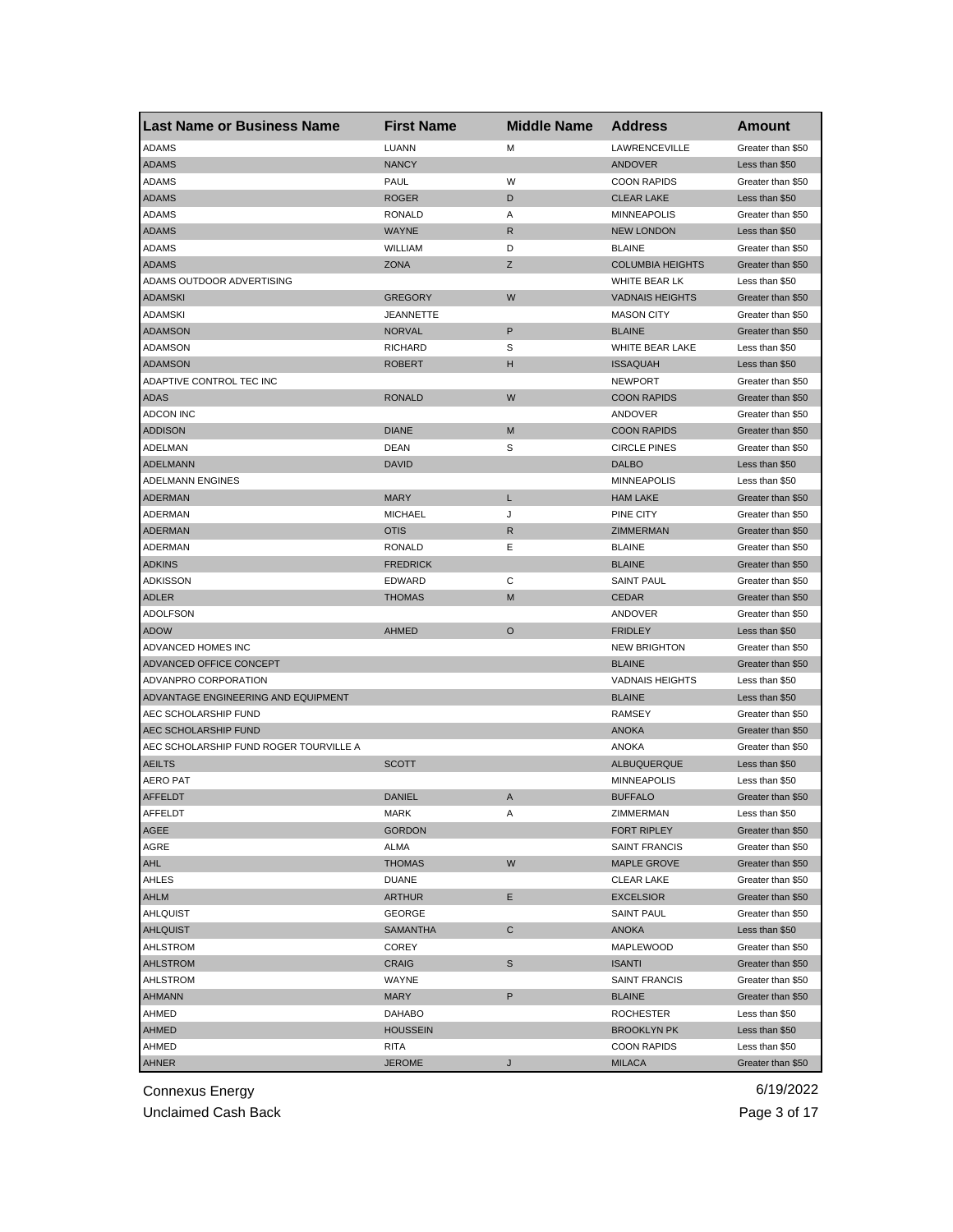| Last Name or Business Name | First Name | Middle Name | Address | Amount |
|---|---|---|---|---|
| ADAMS | LUANN | M | LAWRENCEVILLE | Greater than $50 |
| ADAMS | NANCY | | ANDOVER | Less than $50 |
| ADAMS | PAUL | W | COON RAPIDS | Greater than $50 |
| ADAMS | ROGER | D | CLEAR LAKE | Less than $50 |
| ADAMS | RONALD | A | MINNEAPOLIS | Greater than $50 |
| ADAMS | WAYNE | R | NEW LONDON | Less than $50 |
| ADAMS | WILLIAM | D | BLAINE | Greater than $50 |
| ADAMS | ZONA | Z | COLUMBIA HEIGHTS | Greater than $50 |
| ADAMS OUTDOOR ADVERTISING | | | WHITE BEAR LK | Less than $50 |
| ADAMSKI | GREGORY | W | VADNAIS HEIGHTS | Greater than $50 |
| ADAMSKI | JEANNETTE | | MASON CITY | Greater than $50 |
| ADAMSON | NORVAL | P | BLAINE | Greater than $50 |
| ADAMSON | RICHARD | S | WHITE BEAR LAKE | Less than $50 |
| ADAMSON | ROBERT | H | ISSAQUAH | Less than $50 |
| ADAPTIVE CONTROL TEC INC | | | NEWPORT | Greater than $50 |
| ADAS | RONALD | W | COON RAPIDS | Greater than $50 |
| ADCON INC | | | ANDOVER | Greater than $50 |
| ADDISON | DIANE | M | COON RAPIDS | Greater than $50 |
| ADELMAN | DEAN | S | CIRCLE PINES | Greater than $50 |
| ADELMANN | DAVID | | DALBO | Less than $50 |
| ADELMANN ENGINES | | | MINNEAPOLIS | Less than $50 |
| ADERMAN | MARY | L | HAM LAKE | Greater than $50 |
| ADERMAN | MICHAEL | J | PINE CITY | Greater than $50 |
| ADERMAN | OTIS | R | ZIMMERMAN | Greater than $50 |
| ADERMAN | RONALD | E | BLAINE | Greater than $50 |
| ADKINS | FREDRICK | | BLAINE | Greater than $50 |
| ADKISSON | EDWARD | C | SAINT PAUL | Greater than $50 |
| ADLER | THOMAS | M | CEDAR | Greater than $50 |
| ADOLFSON | | | ANDOVER | Greater than $50 |
| ADOW | AHMED | O | FRIDLEY | Less than $50 |
| ADVANCED HOMES INC | | | NEW BRIGHTON | Greater than $50 |
| ADVANCED OFFICE CONCEPT | | | BLAINE | Greater than $50 |
| ADVANPRO CORPORATION | | | VADNAIS HEIGHTS | Less than $50 |
| ADVANTAGE ENGINEERING AND EQUIPMENT | | | BLAINE | Less than $50 |
| AEC SCHOLARSHIP FUND | | | RAMSEY | Greater than $50 |
| AEC SCHOLARSHIP FUND | | | ANOKA | Greater than $50 |
| AEC SCHOLARSHIP FUND ROGER TOURVILLE A | | | ANOKA | Greater than $50 |
| AEILTS | SCOTT | | ALBUQUERQUE | Less than $50 |
| AERO PAT | | | MINNEAPOLIS | Less than $50 |
| AFFELDT | DANIEL | A | BUFFALO | Greater than $50 |
| AFFELDT | MARK | A | ZIMMERMAN | Less than $50 |
| AGEE | GORDON | | FORT RIPLEY | Greater than $50 |
| AGRE | ALMA | | SAINT FRANCIS | Greater than $50 |
| AHL | THOMAS | W | MAPLE GROVE | Greater than $50 |
| AHLES | DUANE | | CLEAR LAKE | Greater than $50 |
| AHLM | ARTHUR | E | EXCELSIOR | Greater than $50 |
| AHLQUIST | GEORGE | | SAINT PAUL | Greater than $50 |
| AHLQUIST | SAMANTHA | C | ANOKA | Less than $50 |
| AHLSTROM | COREY | | MAPLEWOOD | Greater than $50 |
| AHLSTROM | CRAIG | S | ISANTI | Greater than $50 |
| AHLSTROM | WAYNE | | SAINT FRANCIS | Greater than $50 |
| AHMANN | MARY | P | BLAINE | Greater than $50 |
| AHMED | DAHABO | | ROCHESTER | Less than $50 |
| AHMED | HOUSSEIN | | BROOKLYN PK | Less than $50 |
| AHMED | RITA | | COON RAPIDS | Less than $50 |
| AHNER | JEROME | J | MILACA | Greater than $50 |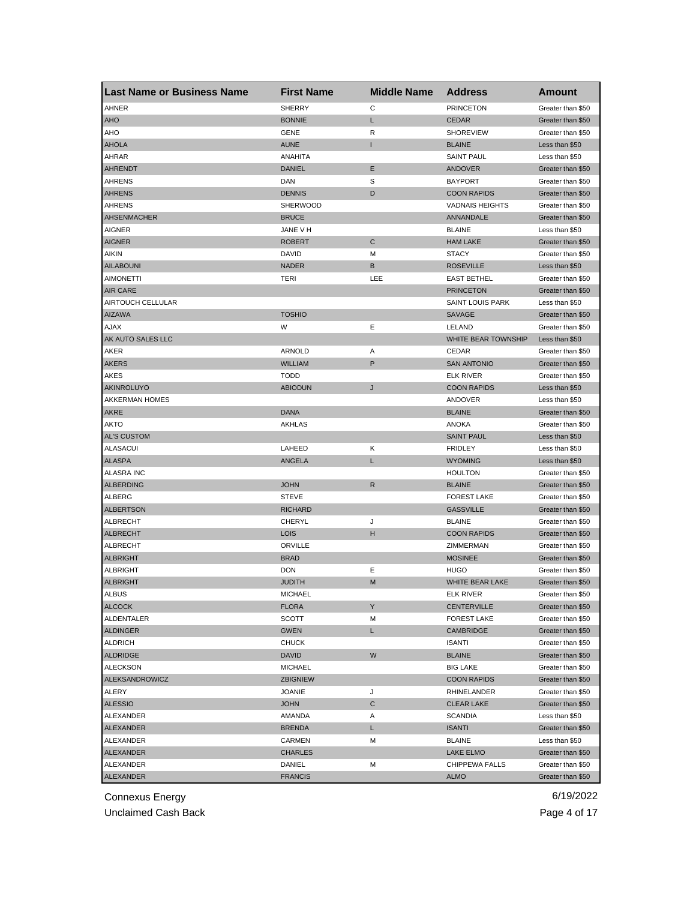| Last Name or Business Name | First Name | Middle Name | Address | Amount |
|---|---|---|---|---|
| AHNER | SHERRY | C | PRINCETON | Greater than $50 |
| AHO | BONNIE | L | CEDAR | Greater than $50 |
| AHO | GENE | R | SHOREVIEW | Greater than $50 |
| AHOLA | AUNE | I | BLAINE | Less than $50 |
| AHRAR | ANAHITA | | SAINT PAUL | Less than $50 |
| AHRENDT | DANIEL | E | ANDOVER | Greater than $50 |
| AHRENS | DAN | S | BAYPORT | Greater than $50 |
| AHRENS | DENNIS | D | COON RAPIDS | Greater than $50 |
| AHRENS | SHERWOOD | | VADNAIS HEIGHTS | Greater than $50 |
| AHSENMACHER | BRUCE | | ANNANDALE | Greater than $50 |
| AIGNER | JANE V H | | BLAINE | Less than $50 |
| AIGNER | ROBERT | C | HAM LAKE | Greater than $50 |
| AIKIN | DAVID | M | STACY | Greater than $50 |
| AILABOUNI | NADER | B | ROSEVILLE | Less than $50 |
| AIMONETTI | TERI | LEE | EAST BETHEL | Greater than $50 |
| AIR CARE | | | PRINCETON | Greater than $50 |
| AIRTOUCH CELLULAR | | | SAINT LOUIS PARK | Less than $50 |
| AIZAWA | TOSHIO | | SAVAGE | Greater than $50 |
| AJAX | W | E | LELAND | Greater than $50 |
| AK AUTO SALES LLC | | | WHITE BEAR TOWNSHIP | Less than $50 |
| AKER | ARNOLD | A | CEDAR | Greater than $50 |
| AKERS | WILLIAM | P | SAN ANTONIO | Greater than $50 |
| AKES | TODD | | ELK RIVER | Greater than $50 |
| AKINROLUYO | ABIODUN | J | COON RAPIDS | Less than $50 |
| AKKERMAN HOMES | | | ANDOVER | Less than $50 |
| AKRE | DANA | | BLAINE | Greater than $50 |
| AKTO | AKHLAS | | ANOKA | Greater than $50 |
| AL'S CUSTOM | | | SAINT PAUL | Less than $50 |
| ALASACUI | LAHEED | K | FRIDLEY | Less than $50 |
| ALASPA | ANGELA | L | WYOMING | Less than $50 |
| ALASRA INC | | | HOULTON | Greater than $50 |
| ALBERDING | JOHN | R | BLAINE | Greater than $50 |
| ALBERG | STEVE | | FOREST LAKE | Greater than $50 |
| ALBERTSON | RICHARD | | GASSVILLE | Greater than $50 |
| ALBRECHT | CHERYL | J | BLAINE | Greater than $50 |
| ALBRECHT | LOIS | H | COON RAPIDS | Greater than $50 |
| ALBRECHT | ORVILLE | | ZIMMERMAN | Greater than $50 |
| ALBRIGHT | BRAD | | MOSINEE | Greater than $50 |
| ALBRIGHT | DON | E | HUGO | Greater than $50 |
| ALBRIGHT | JUDITH | M | WHITE BEAR LAKE | Greater than $50 |
| ALBUS | MICHAEL | | ELK RIVER | Greater than $50 |
| ALCOCK | FLORA | Y | CENTERVILLE | Greater than $50 |
| ALDENTALER | SCOTT | M | FOREST LAKE | Greater than $50 |
| ALDINGER | GWEN | L | CAMBRIDGE | Greater than $50 |
| ALDRICH | CHUCK | | ISANTI | Greater than $50 |
| ALDRIDGE | DAVID | W | BLAINE | Greater than $50 |
| ALECKSON | MICHAEL | | BIG LAKE | Greater than $50 |
| ALEKSANDROWICZ | ZBIGNIEW | | COON RAPIDS | Greater than $50 |
| ALERY | JOANIE | J | RHINELANDER | Greater than $50 |
| ALESSIO | JOHN | C | CLEAR LAKE | Greater than $50 |
| ALEXANDER | AMANDA | A | SCANDIA | Less than $50 |
| ALEXANDER | BRENDA | L | ISANTI | Greater than $50 |
| ALEXANDER | CARMEN | M | BLAINE | Less than $50 |
| ALEXANDER | CHARLES | | LAKE ELMO | Greater than $50 |
| ALEXANDER | DANIEL | M | CHIPPEWA FALLS | Greater than $50 |
| ALEXANDER | FRANCIS | | ALMO | Greater than $50 |

Connexus Energy
Unclaimed Cash Back
6/19/2022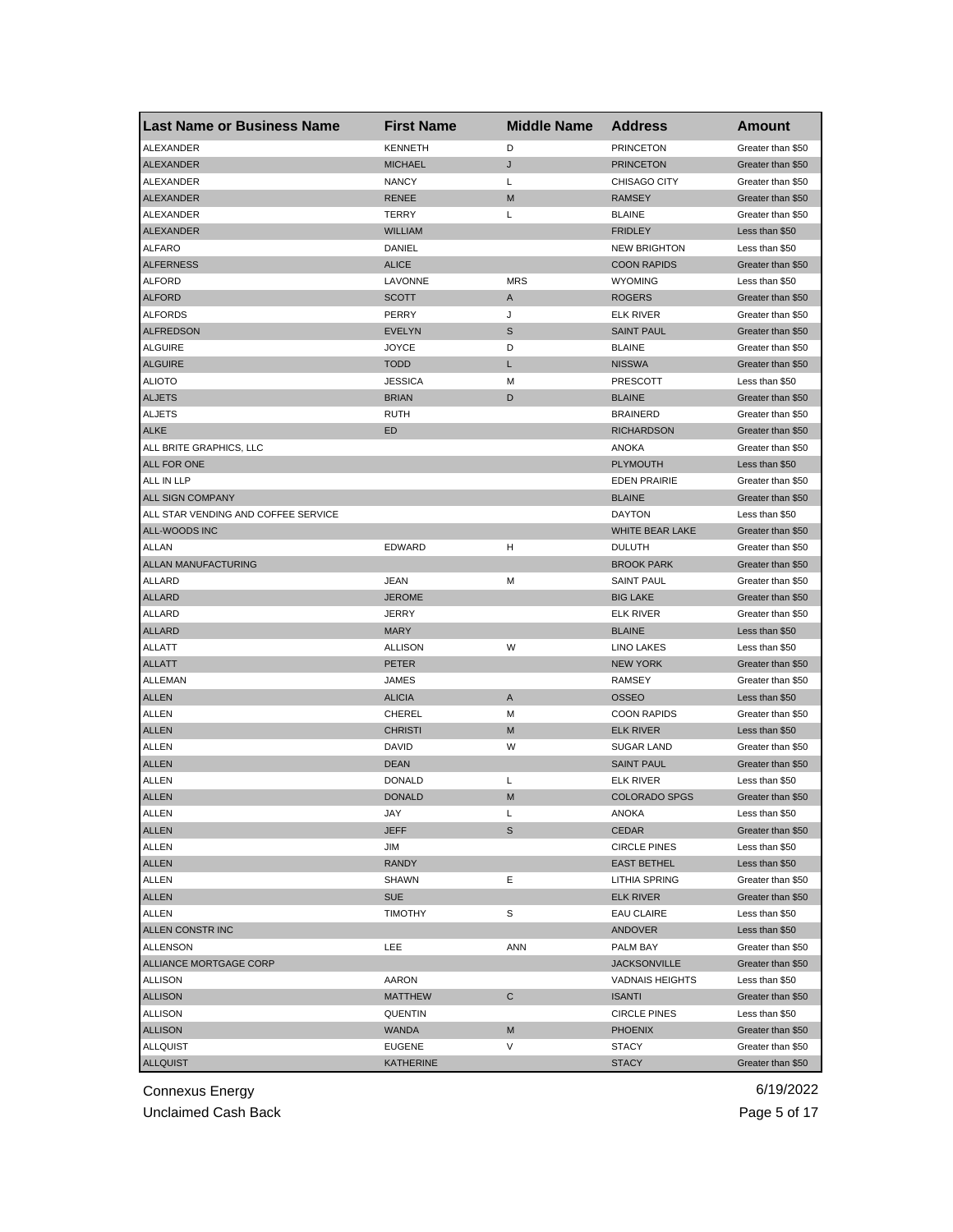| Last Name or Business Name | First Name | Middle Name | Address | Amount |
|---|---|---|---|---|
| ALEXANDER | KENNETH | D | PRINCETON | Greater than $50 |
| ALEXANDER | MICHAEL | J | PRINCETON | Greater than $50 |
| ALEXANDER | NANCY | L | CHISAGO CITY | Greater than $50 |
| ALEXANDER | RENEE | M | RAMSEY | Greater than $50 |
| ALEXANDER | TERRY | L | BLAINE | Greater than $50 |
| ALEXANDER | WILLIAM | | FRIDLEY | Less than $50 |
| ALFARO | DANIEL | | NEW BRIGHTON | Less than $50 |
| ALFERNESS | ALICE | | COON RAPIDS | Greater than $50 |
| ALFORD | LAVONNE | MRS | WYOMING | Less than $50 |
| ALFORD | SCOTT | A | ROGERS | Greater than $50 |
| ALFORDS | PERRY | J | ELK RIVER | Greater than $50 |
| ALFREDSON | EVELYN | S | SAINT PAUL | Greater than $50 |
| ALGUIRE | JOYCE | D | BLAINE | Greater than $50 |
| ALGUIRE | TODD | L | NISSWA | Greater than $50 |
| ALIOTO | JESSICA | M | PRESCOTT | Less than $50 |
| ALJETS | BRIAN | D | BLAINE | Greater than $50 |
| ALJETS | RUTH | | BRAINERD | Greater than $50 |
| ALKE | ED | | RICHARDSON | Greater than $50 |
| ALL BRITE GRAPHICS, LLC | | | ANOKA | Greater than $50 |
| ALL FOR ONE | | | PLYMOUTH | Less than $50 |
| ALL IN LLP | | | EDEN PRAIRIE | Greater than $50 |
| ALL SIGN COMPANY | | | BLAINE | Greater than $50 |
| ALL STAR VENDING AND COFFEE SERVICE | | | DAYTON | Less than $50 |
| ALL-WOODS INC | | | WHITE BEAR LAKE | Greater than $50 |
| ALLAN | EDWARD | H | DULUTH | Greater than $50 |
| ALLAN MANUFACTURING | | | BROOK PARK | Greater than $50 |
| ALLARD | JEAN | M | SAINT PAUL | Greater than $50 |
| ALLARD | JEROME | | BIG LAKE | Greater than $50 |
| ALLARD | JERRY | | ELK RIVER | Greater than $50 |
| ALLARD | MARY | | BLAINE | Less than $50 |
| ALLATT | ALLISON | W | LINO LAKES | Less than $50 |
| ALLATT | PETER | | NEW YORK | Greater than $50 |
| ALLEMAN | JAMES | | RAMSEY | Greater than $50 |
| ALLEN | ALICIA | A | OSSEO | Less than $50 |
| ALLEN | CHEREL | M | COON RAPIDS | Greater than $50 |
| ALLEN | CHRISTI | M | ELK RIVER | Less than $50 |
| ALLEN | DAVID | W | SUGAR LAND | Greater than $50 |
| ALLEN | DEAN | | SAINT PAUL | Greater than $50 |
| ALLEN | DONALD | L | ELK RIVER | Less than $50 |
| ALLEN | DONALD | M | COLORADO SPGS | Greater than $50 |
| ALLEN | JAY | L | ANOKA | Less than $50 |
| ALLEN | JEFF | S | CEDAR | Greater than $50 |
| ALLEN | JIM | | CIRCLE PINES | Less than $50 |
| ALLEN | RANDY | | EAST BETHEL | Less than $50 |
| ALLEN | SHAWN | E | LITHIA SPRING | Greater than $50 |
| ALLEN | SUE | | ELK RIVER | Greater than $50 |
| ALLEN | TIMOTHY | S | EAU CLAIRE | Less than $50 |
| ALLEN CONSTR INC | | | ANDOVER | Less than $50 |
| ALLENSON | LEE | ANN | PALM BAY | Greater than $50 |
| ALLIANCE MORTGAGE CORP | | | JACKSONVILLE | Greater than $50 |
| ALLISON | AARON | | VADNAIS HEIGHTS | Less than $50 |
| ALLISON | MATTHEW | C | ISANTI | Greater than $50 |
| ALLISON | QUENTIN | | CIRCLE PINES | Less than $50 |
| ALLISON | WANDA | M | PHOENIX | Greater than $50 |
| ALLQUIST | EUGENE | V | STACY | Greater than $50 |
| ALLQUIST | KATHERINE | | STACY | Greater than $50 |

Connexus Energy
Unclaimed Cash Back
6/19/2022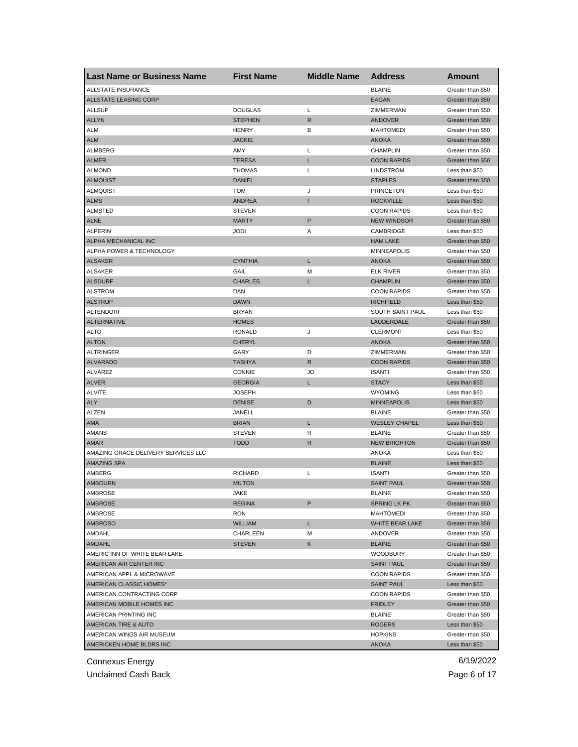| Last Name or Business Name | First Name | Middle Name | Address | Amount |
|---|---|---|---|---|
| ALLSTATE INSURANCE | | | BLAINE | Greater than $50 |
| ALLSTATE LEASING CORP | | | EAGAN | Greater than $50 |
| ALLSUP | DOUGLAS | L | ZIMMERMAN | Greater than $50 |
| ALLYN | STEPHEN | R | ANDOVER | Greater than $50 |
| ALM | HENRY | B | MAHTOMEDI | Greater than $50 |
| ALM | JACKIE | | ANOKA | Greater than $50 |
| ALMBERG | AMY | L | CHAMPLIN | Greater than $50 |
| ALMER | TERESA | L | COON RAPIDS | Greater than $50 |
| ALMOND | THOMAS | L | LINDSTROM | Less than $50 |
| ALMQUIST | DANIEL | | STAPLES | Greater than $50 |
| ALMQUIST | TOM | J | PRINCETON | Less than $50 |
| ALMS | ANDREA | F | ROCKVILLE | Less than $50 |
| ALMSTED | STEVEN | | COON RAPIDS | Less than $50 |
| ALNE | MARTY | P | NEW WINDSOR | Greater than $50 |
| ALPERIN | JODI | A | CAMBRIDGE | Less than $50 |
| ALPHA MECHANICAL INC | | | HAM LAKE | Greater than $50 |
| ALPHA POWER & TECHNOLOGY | | | MINNEAPOLIS | Greater than $50 |
| ALSAKER | CYNTHIA | L | ANOKA | Greater than $50 |
| ALSAKER | GAIL | M | ELK RIVER | Greater than $50 |
| ALSDURF | CHARLES | L | CHAMPLIN | Greater than $50 |
| ALSTROM | DAN | | COON RAPIDS | Greater than $50 |
| ALSTRUP | DAWN | | RICHFIELD | Less than $50 |
| ALTENDORF | BRYAN | | SOUTH SAINT PAUL | Less than $50 |
| ALTERNATIVE | HOMES | | LAUDERDALE | Greater than $50 |
| ALTO | RONALD | J | CLERMONT | Less than $50 |
| ALTON | CHERYL | | ANOKA | Greater than $50 |
| ALTRINGER | GARY | D | ZIMMERMAN | Greater than $50 |
| ALVARADO | TASHYA | R | COON RAPIDS | Greater than $50 |
| ALVAREZ | CONNIE | JO | ISANTI | Greater than $50 |
| ALVER | GEORGIA | L | STACY | Less than $50 |
| ALVITE | JOSEPH | | WYOMING | Less than $50 |
| ALY | DENISE | D | MINNEAPOLIS | Less than $50 |
| ALZEN | JANELL | | BLAINE | Greater than $50 |
| AMA | BRIAN | L | WESLEY CHAPEL | Less than $50 |
| AMANS | STEVEN | R | BLAINE | Greater than $50 |
| AMAR | TODD | R | NEW BRIGHTON | Greater than $50 |
| AMAZING GRACE DELIVERY SERVICES LLC | | | ANOKA | Less than $50 |
| AMAZING SPA | | | BLAINE | Less than $50 |
| AMBERG | RICHARD | L | ISANTI | Greater than $50 |
| AMBOURN | MILTON | | SAINT PAUL | Greater than $50 |
| AMBROSE | JAKE | | BLAINE | Greater than $50 |
| AMBROSE | REGINA | P | SPRING LK PK | Greater than $50 |
| AMBROSE | RON | | MAHTOMEDI | Greater than $50 |
| AMBROSO | WILLIAM | L | WHITE BEAR LAKE | Greater than $50 |
| AMDAHL | CHARLEEN | M | ANDOVER | Greater than $50 |
| AMDAHL | STEVEN | K | BLAINE | Greater than $50 |
| AMERIC INN OF WHITE BEAR LAKE | | | WOODBURY | Greater than $50 |
| AMERICAN AIR CENTER INC | | | SAINT PAUL | Greater than $50 |
| AMERICAN APPL & MICROWAVE | | | COON RAPIDS | Greater than $50 |
| AMERICAN CLASSIC HOMES* | | | SAINT PAUL | Less than $50 |
| AMERICAN CONTRACTING CORP | | | COON RAPIDS | Greater than $50 |
| AMERICAN MOBILE HOMES INC | | | FRIDLEY | Greater than $50 |
| AMERICAN PRINTING INC | | | BLAINE | Greater than $50 |
| AMERICAN TIRE & AUTO | | | ROGERS | Less than $50 |
| AMERICAN WINGS AIR MUSEUM | | | HOPKINS | Greater than $50 |
| AMERICKEN HOME BLDRS INC | | | ANOKA | Less than $50 |

Connexus Energy
Unclaimed Cash Back

6/19/2022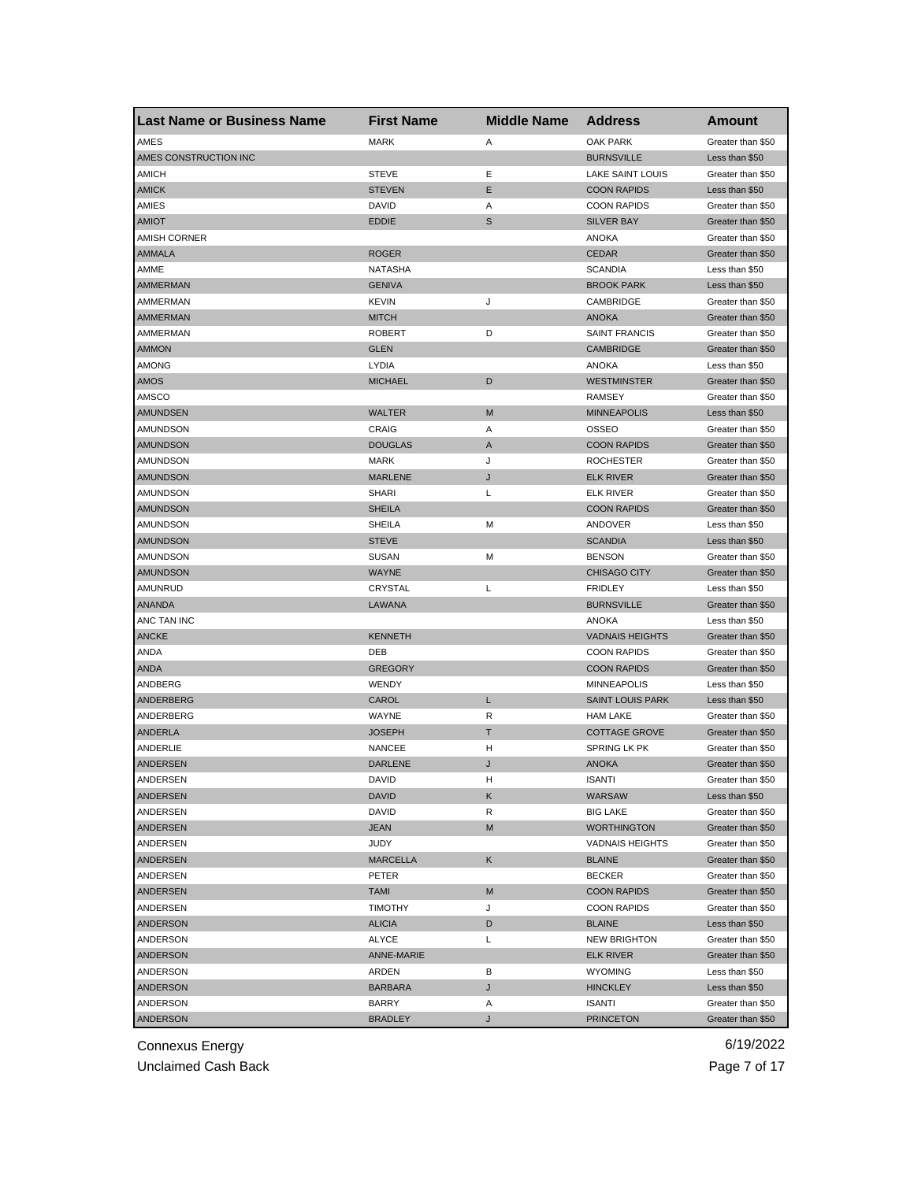| Last Name or Business Name | First Name | Middle Name | Address | Amount |
| --- | --- | --- | --- | --- |
| AMES | MARK | A | OAK PARK | Greater than $50 |
| AMES CONSTRUCTION INC | | | BURNSVILLE | Less than $50 |
| AMICH | STEVE | E | LAKE SAINT LOUIS | Greater than $50 |
| AMICK | STEVEN | E | COON RAPIDS | Less than $50 |
| AMIES | DAVID | A | COON RAPIDS | Greater than $50 |
| AMIOT | EDDIE | S | SILVER BAY | Greater than $50 |
| AMISH CORNER | | | ANOKA | Greater than $50 |
| AMMALA | ROGER | | CEDAR | Greater than $50 |
| AMME | NATASHA | | SCANDIA | Less than $50 |
| AMMERMAN | GENIVA | | BROOK PARK | Less than $50 |
| AMMERMAN | KEVIN | J | CAMBRIDGE | Greater than $50 |
| AMMERMAN | MITCH | | ANOKA | Greater than $50 |
| AMMERMAN | ROBERT | D | SAINT FRANCIS | Greater than $50 |
| AMMON | GLEN | | CAMBRIDGE | Greater than $50 |
| AMONG | LYDIA | | ANOKA | Less than $50 |
| AMOS | MICHAEL | D | WESTMINSTER | Greater than $50 |
| AMSCO | | | RAMSEY | Greater than $50 |
| AMUNDSEN | WALTER | M | MINNEAPOLIS | Less than $50 |
| AMUNDSON | CRAIG | A | OSSEO | Greater than $50 |
| AMUNDSON | DOUGLAS | A | COON RAPIDS | Greater than $50 |
| AMUNDSON | MARK | J | ROCHESTER | Greater than $50 |
| AMUNDSON | MARLENE | J | ELK RIVER | Greater than $50 |
| AMUNDSON | SHARI | L | ELK RIVER | Greater than $50 |
| AMUNDSON | SHEILA | | COON RAPIDS | Greater than $50 |
| AMUNDSON | SHEILA | M | ANDOVER | Less than $50 |
| AMUNDSON | STEVE | | SCANDIA | Less than $50 |
| AMUNDSON | SUSAN | M | BENSON | Greater than $50 |
| AMUNDSON | WAYNE | | CHISAGO CITY | Greater than $50 |
| AMUNRUD | CRYSTAL | L | FRIDLEY | Less than $50 |
| ANANDA | LAWANA | | BURNSVILLE | Greater than $50 |
| ANC TAN INC | | | ANOKA | Less than $50 |
| ANCKE | KENNETH | | VADNAIS HEIGHTS | Greater than $50 |
| ANDA | DEB | | COON RAPIDS | Greater than $50 |
| ANDA | GREGORY | | COON RAPIDS | Greater than $50 |
| ANDBERG | WENDY | | MINNEAPOLIS | Less than $50 |
| ANDERBERG | CAROL | L | SAINT LOUIS PARK | Less than $50 |
| ANDERBERG | WAYNE | R | HAM LAKE | Greater than $50 |
| ANDERLA | JOSEPH | T | COTTAGE GROVE | Greater than $50 |
| ANDERLIE | NANCEE | H | SPRING LK PK | Greater than $50 |
| ANDERSEN | DARLENE | J | ANOKA | Greater than $50 |
| ANDERSEN | DAVID | H | ISANTI | Greater than $50 |
| ANDERSEN | DAVID | K | WARSAW | Less than $50 |
| ANDERSEN | DAVID | R | BIG LAKE | Greater than $50 |
| ANDERSEN | JEAN | M | WORTHINGTON | Greater than $50 |
| ANDERSEN | JUDY | | VADNAIS HEIGHTS | Greater than $50 |
| ANDERSEN | MARCELLA | K | BLAINE | Greater than $50 |
| ANDERSEN | PETER | | BECKER | Greater than $50 |
| ANDERSEN | TAMI | M | COON RAPIDS | Greater than $50 |
| ANDERSEN | TIMOTHY | J | COON RAPIDS | Greater than $50 |
| ANDERSON | ALICIA | D | BLAINE | Less than $50 |
| ANDERSON | ALYCE | L | NEW BRIGHTON | Greater than $50 |
| ANDERSON | ANNE-MARIE | | ELK RIVER | Greater than $50 |
| ANDERSON | ARDEN | B | WYOMING | Less than $50 |
| ANDERSON | BARBARA | J | HINCKLEY | Less than $50 |
| ANDERSON | BARRY | A | ISANTI | Greater than $50 |
| ANDERSON | BRADLEY | J | PRINCETON | Greater than $50 |

Connexus Energy
Unclaimed Cash Back
6/19/2022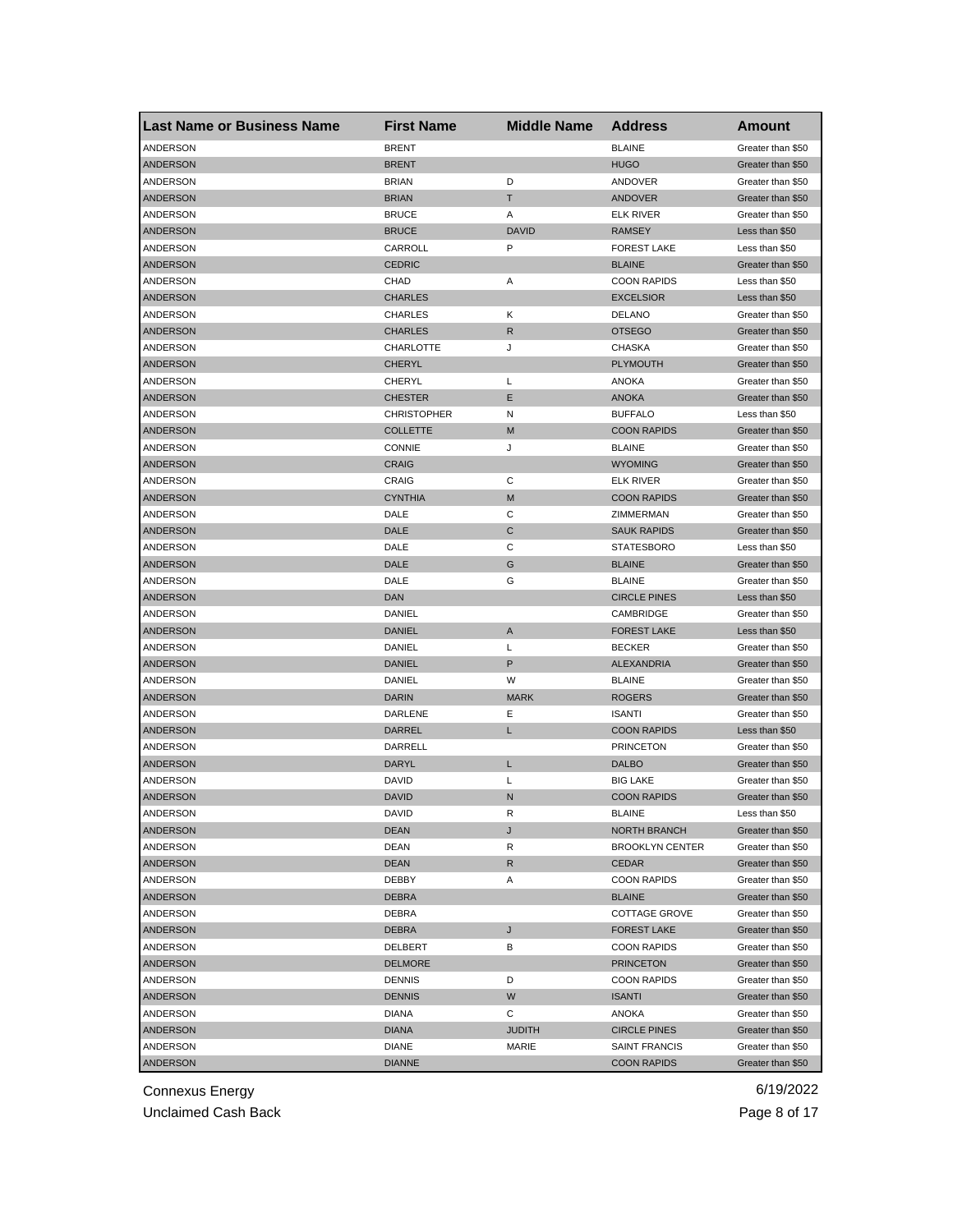| Last Name or Business Name | First Name | Middle Name | Address | Amount |
|---|---|---|---|---|
| ANDERSON | BRENT | | BLAINE | Greater than $50 |
| ANDERSON | BRENT | | HUGO | Greater than $50 |
| ANDERSON | BRIAN | D | ANDOVER | Greater than $50 |
| ANDERSON | BRIAN | T | ANDOVER | Greater than $50 |
| ANDERSON | BRUCE | A | ELK RIVER | Greater than $50 |
| ANDERSON | BRUCE | DAVID | RAMSEY | Less than $50 |
| ANDERSON | CARROLL | P | FOREST LAKE | Less than $50 |
| ANDERSON | CEDRIC | | BLAINE | Greater than $50 |
| ANDERSON | CHAD | A | COON RAPIDS | Less than $50 |
| ANDERSON | CHARLES | | EXCELSIOR | Less than $50 |
| ANDERSON | CHARLES | K | DELANO | Greater than $50 |
| ANDERSON | CHARLES | R | OTSEGO | Greater than $50 |
| ANDERSON | CHARLOTTE | J | CHASKA | Greater than $50 |
| ANDERSON | CHERYL | | PLYMOUTH | Greater than $50 |
| ANDERSON | CHERYL | L | ANOKA | Greater than $50 |
| ANDERSON | CHESTER | E | ANOKA | Greater than $50 |
| ANDERSON | CHRISTOPHER | N | BUFFALO | Less than $50 |
| ANDERSON | COLLETTE | M | COON RAPIDS | Greater than $50 |
| ANDERSON | CONNIE | J | BLAINE | Greater than $50 |
| ANDERSON | CRAIG | | WYOMING | Greater than $50 |
| ANDERSON | CRAIG | C | ELK RIVER | Greater than $50 |
| ANDERSON | CYNTHIA | M | COON RAPIDS | Greater than $50 |
| ANDERSON | DALE | C | ZIMMERMAN | Greater than $50 |
| ANDERSON | DALE | C | SAUK RAPIDS | Greater than $50 |
| ANDERSON | DALE | C | STATESBORO | Less than $50 |
| ANDERSON | DALE | G | BLAINE | Greater than $50 |
| ANDERSON | DALE | G | BLAINE | Greater than $50 |
| ANDERSON | DAN | | CIRCLE PINES | Less than $50 |
| ANDERSON | DANIEL | | CAMBRIDGE | Greater than $50 |
| ANDERSON | DANIEL | A | FOREST LAKE | Less than $50 |
| ANDERSON | DANIEL | L | BECKER | Greater than $50 |
| ANDERSON | DANIEL | P | ALEXANDRIA | Greater than $50 |
| ANDERSON | DANIEL | W | BLAINE | Greater than $50 |
| ANDERSON | DARIN | MARK | ROGERS | Greater than $50 |
| ANDERSON | DARLENE | E | ISANTI | Greater than $50 |
| ANDERSON | DARREL | L | COON RAPIDS | Less than $50 |
| ANDERSON | DARRELL | | PRINCETON | Greater than $50 |
| ANDERSON | DARYL | L | DALBO | Greater than $50 |
| ANDERSON | DAVID | L | BIG LAKE | Greater than $50 |
| ANDERSON | DAVID | N | COON RAPIDS | Greater than $50 |
| ANDERSON | DAVID | R | BLAINE | Less than $50 |
| ANDERSON | DEAN | J | NORTH BRANCH | Greater than $50 |
| ANDERSON | DEAN | R | BROOKLYN CENTER | Greater than $50 |
| ANDERSON | DEAN | R | CEDAR | Greater than $50 |
| ANDERSON | DEBBY | A | COON RAPIDS | Greater than $50 |
| ANDERSON | DEBRA | | BLAINE | Greater than $50 |
| ANDERSON | DEBRA | | COTTAGE GROVE | Greater than $50 |
| ANDERSON | DEBRA | J | FOREST LAKE | Greater than $50 |
| ANDERSON | DELBERT | B | COON RAPIDS | Greater than $50 |
| ANDERSON | DELMORE | | PRINCETON | Greater than $50 |
| ANDERSON | DENNIS | D | COON RAPIDS | Greater than $50 |
| ANDERSON | DENNIS | W | ISANTI | Greater than $50 |
| ANDERSON | DIANA | C | ANOKA | Greater than $50 |
| ANDERSON | DIANA | JUDITH | CIRCLE PINES | Greater than $50 |
| ANDERSON | DIANE | MARIE | SAINT FRANCIS | Greater than $50 |
| ANDERSON | DIANNE | | COON RAPIDS | Greater than $50 |

Connexus Energy 6/19/2022

Unclaimed Cash Back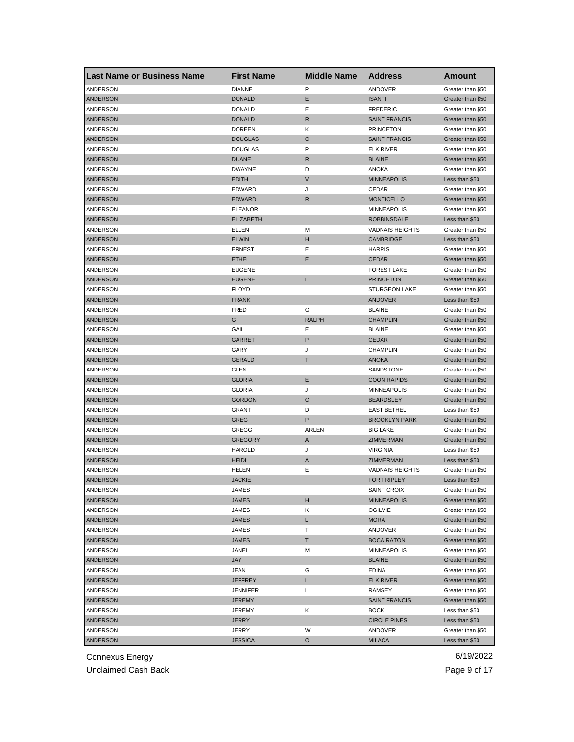| Last Name or Business Name | First Name | Middle Name | Address | Amount |
|---|---|---|---|---|
| ANDERSON | DIANNE | P | ANDOVER | Greater than $50 |
| ANDERSON | DONALD | E | ISANTI | Greater than $50 |
| ANDERSON | DONALD | E | FREDERIC | Greater than $50 |
| ANDERSON | DONALD | R | SAINT FRANCIS | Greater than $50 |
| ANDERSON | DOREEN | K | PRINCETON | Greater than $50 |
| ANDERSON | DOUGLAS | C | SAINT FRANCIS | Greater than $50 |
| ANDERSON | DOUGLAS | P | ELK RIVER | Greater than $50 |
| ANDERSON | DUANE | R | BLAINE | Greater than $50 |
| ANDERSON | DWAYNE | D | ANOKA | Greater than $50 |
| ANDERSON | EDITH | V | MINNEAPOLIS | Less than $50 |
| ANDERSON | EDWARD | J | CEDAR | Greater than $50 |
| ANDERSON | EDWARD | R | MONTICELLO | Greater than $50 |
| ANDERSON | ELEANOR | | MINNEAPOLIS | Greater than $50 |
| ANDERSON | ELIZABETH | | ROBBINSDALE | Less than $50 |
| ANDERSON | ELLEN | M | VADNAIS HEIGHTS | Greater than $50 |
| ANDERSON | ELWIN | H | CAMBRIDGE | Less than $50 |
| ANDERSON | ERNEST | E | HARRIS | Greater than $50 |
| ANDERSON | ETHEL | E | CEDAR | Greater than $50 |
| ANDERSON | EUGENE | | FOREST LAKE | Greater than $50 |
| ANDERSON | EUGENE | L | PRINCETON | Greater than $50 |
| ANDERSON | FLOYD | | STURGEON LAKE | Greater than $50 |
| ANDERSON | FRANK | | ANDOVER | Less than $50 |
| ANDERSON | FRED | G | BLAINE | Greater than $50 |
| ANDERSON | G | RALPH | CHAMPLIN | Greater than $50 |
| ANDERSON | GAIL | E | BLAINE | Greater than $50 |
| ANDERSON | GARRET | P | CEDAR | Greater than $50 |
| ANDERSON | GARY | J | CHAMPLIN | Greater than $50 |
| ANDERSON | GERALD | T | ANOKA | Greater than $50 |
| ANDERSON | GLEN | | SANDSTONE | Greater than $50 |
| ANDERSON | GLORIA | E | COON RAPIDS | Greater than $50 |
| ANDERSON | GLORIA | J | MINNEAPOLIS | Greater than $50 |
| ANDERSON | GORDON | C | BEARDSLEY | Greater than $50 |
| ANDERSON | GRANT | D | EAST BETHEL | Less than $50 |
| ANDERSON | GREG | P | BROOKLYN PARK | Greater than $50 |
| ANDERSON | GREGG | ARLEN | BIG LAKE | Greater than $50 |
| ANDERSON | GREGORY | A | ZIMMERMAN | Greater than $50 |
| ANDERSON | HAROLD | J | VIRGINIA | Less than $50 |
| ANDERSON | HEIDI | A | ZIMMERMAN | Less than $50 |
| ANDERSON | HELEN | E | VADNAIS HEIGHTS | Greater than $50 |
| ANDERSON | JACKIE | | FORT RIPLEY | Less than $50 |
| ANDERSON | JAMES | | SAINT CROIX | Greater than $50 |
| ANDERSON | JAMES | H | MINNEAPOLIS | Greater than $50 |
| ANDERSON | JAMES | K | OGILVIE | Greater than $50 |
| ANDERSON | JAMES | L | MORA | Greater than $50 |
| ANDERSON | JAMES | T | ANDOVER | Greater than $50 |
| ANDERSON | JAMES | T | BOCA RATON | Greater than $50 |
| ANDERSON | JANEL | M | MINNEAPOLIS | Greater than $50 |
| ANDERSON | JAY | | BLAINE | Greater than $50 |
| ANDERSON | JEAN | G | EDINA | Greater than $50 |
| ANDERSON | JEFFREY | L | ELK RIVER | Greater than $50 |
| ANDERSON | JENNIFER | L | RAMSEY | Greater than $50 |
| ANDERSON | JEREMY | | SAINT FRANCIS | Greater than $50 |
| ANDERSON | JEREMY | K | BOCK | Less than $50 |
| ANDERSON | JERRY | | CIRCLE PINES | Less than $50 |
| ANDERSON | JERRY | W | ANDOVER | Greater than $50 |
| ANDERSON | JESSICA | O | MILACA | Less than $50 |

Connexus Energy
Unclaimed Cash Back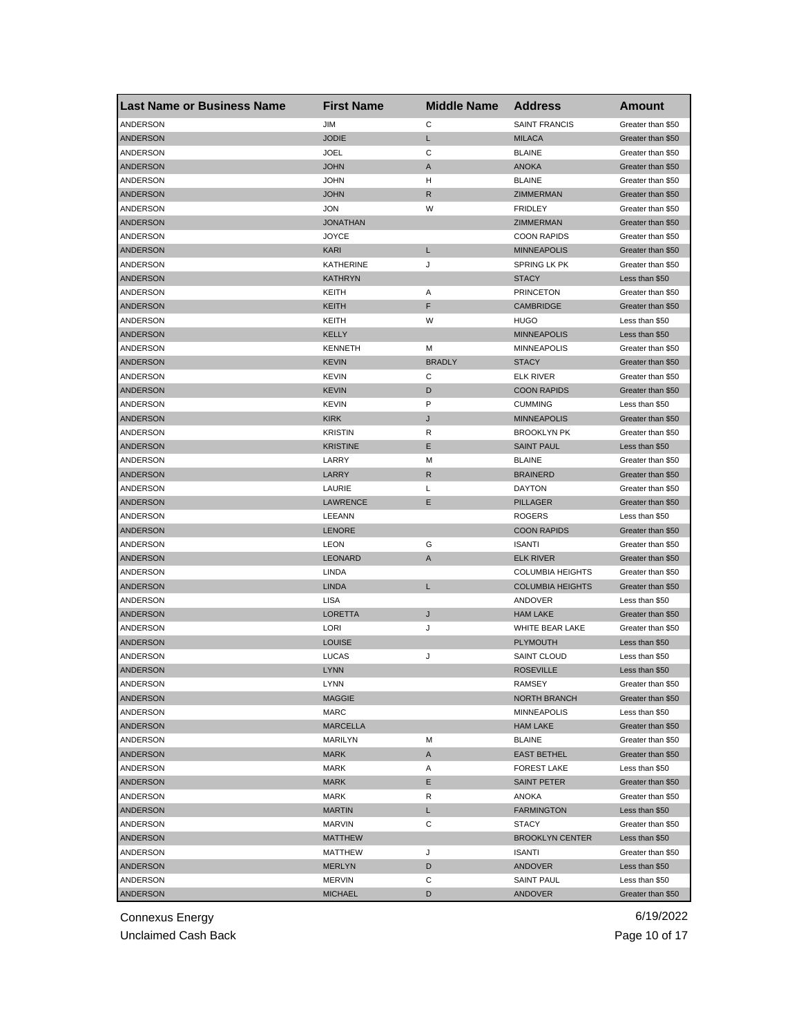| Last Name or Business Name | First Name | Middle Name | Address | Amount |
|---|---|---|---|---|
| ANDERSON | JIM | C | SAINT FRANCIS | Greater than $50 |
| ANDERSON | JODIE | L | MILACA | Greater than $50 |
| ANDERSON | JOEL | C | BLAINE | Greater than $50 |
| ANDERSON | JOHN | A | ANOKA | Greater than $50 |
| ANDERSON | JOHN | H | BLAINE | Greater than $50 |
| ANDERSON | JOHN | R | ZIMMERMAN | Greater than $50 |
| ANDERSON | JON | W | FRIDLEY | Greater than $50 |
| ANDERSON | JONATHAN | | ZIMMERMAN | Greater than $50 |
| ANDERSON | JOYCE | | COON RAPIDS | Greater than $50 |
| ANDERSON | KARI | L | MINNEAPOLIS | Greater than $50 |
| ANDERSON | KATHERINE | J | SPRING LK PK | Greater than $50 |
| ANDERSON | KATHRYN | | STACY | Less than $50 |
| ANDERSON | KEITH | A | PRINCETON | Greater than $50 |
| ANDERSON | KEITH | F | CAMBRIDGE | Greater than $50 |
| ANDERSON | KEITH | W | HUGO | Less than $50 |
| ANDERSON | KELLY | | MINNEAPOLIS | Less than $50 |
| ANDERSON | KENNETH | M | MINNEAPOLIS | Greater than $50 |
| ANDERSON | KEVIN | BRADLY | STACY | Greater than $50 |
| ANDERSON | KEVIN | C | ELK RIVER | Greater than $50 |
| ANDERSON | KEVIN | D | COON RAPIDS | Greater than $50 |
| ANDERSON | KEVIN | P | CUMMING | Less than $50 |
| ANDERSON | KIRK | J | MINNEAPOLIS | Greater than $50 |
| ANDERSON | KRISTIN | R | BROOKLYN PK | Greater than $50 |
| ANDERSON | KRISTINE | E | SAINT PAUL | Less than $50 |
| ANDERSON | LARRY | M | BLAINE | Greater than $50 |
| ANDERSON | LARRY | R | BRAINERD | Greater than $50 |
| ANDERSON | LAURIE | L | DAYTON | Greater than $50 |
| ANDERSON | LAWRENCE | E | PILLAGER | Greater than $50 |
| ANDERSON | LEEANN | | ROGERS | Less than $50 |
| ANDERSON | LENORE | | COON RAPIDS | Greater than $50 |
| ANDERSON | LEON | G | ISANTI | Greater than $50 |
| ANDERSON | LEONARD | A | ELK RIVER | Greater than $50 |
| ANDERSON | LINDA | | COLUMBIA HEIGHTS | Greater than $50 |
| ANDERSON | LINDA | L | COLUMBIA HEIGHTS | Greater than $50 |
| ANDERSON | LISA | | ANDOVER | Less than $50 |
| ANDERSON | LORETTA | J | HAM LAKE | Greater than $50 |
| ANDERSON | LORI | J | WHITE BEAR LAKE | Greater than $50 |
| ANDERSON | LOUISE | | PLYMOUTH | Less than $50 |
| ANDERSON | LUCAS | J | SAINT CLOUD | Less than $50 |
| ANDERSON | LYNN | | ROSEVILLE | Less than $50 |
| ANDERSON | LYNN | | RAMSEY | Greater than $50 |
| ANDERSON | MAGGIE | | NORTH BRANCH | Greater than $50 |
| ANDERSON | MARC | | MINNEAPOLIS | Less than $50 |
| ANDERSON | MARCELLA | | HAM LAKE | Greater than $50 |
| ANDERSON | MARILYN | M | BLAINE | Greater than $50 |
| ANDERSON | MARK | A | EAST BETHEL | Greater than $50 |
| ANDERSON | MARK | A | FOREST LAKE | Less than $50 |
| ANDERSON | MARK | E | SAINT PETER | Greater than $50 |
| ANDERSON | MARK | R | ANOKA | Greater than $50 |
| ANDERSON | MARTIN | L | FARMINGTON | Less than $50 |
| ANDERSON | MARVIN | C | STACY | Greater than $50 |
| ANDERSON | MATTHEW | | BROOKLYN CENTER | Less than $50 |
| ANDERSON | MATTHEW | J | ISANTI | Greater than $50 |
| ANDERSON | MERLYN | D | ANDOVER | Less than $50 |
| ANDERSON | MERVIN | C | SAINT PAUL | Less than $50 |
| ANDERSON | MICHAEL | D | ANDOVER | Greater than $50 |

Connexus Energy
Unclaimed Cash Back

6/19/2022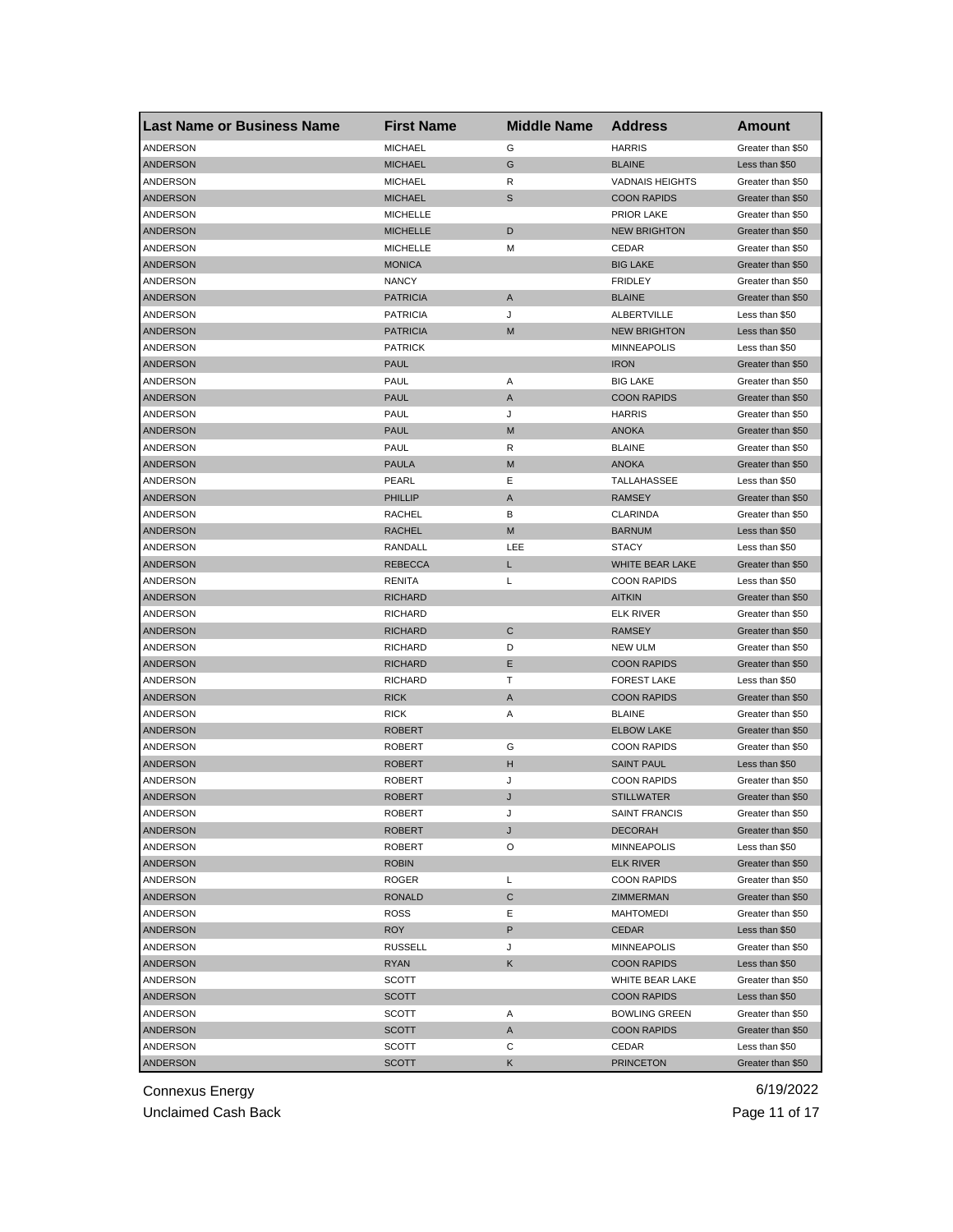| Last Name or Business Name | First Name | Middle Name | Address | Amount |
|---|---|---|---|---|
| ANDERSON | MICHAEL | G | HARRIS | Greater than $50 |
| ANDERSON | MICHAEL | G | BLAINE | Less than $50 |
| ANDERSON | MICHAEL | R | VADNAIS HEIGHTS | Greater than $50 |
| ANDERSON | MICHAEL | S | COON RAPIDS | Greater than $50 |
| ANDERSON | MICHELLE | | PRIOR LAKE | Greater than $50 |
| ANDERSON | MICHELLE | D | NEW BRIGHTON | Greater than $50 |
| ANDERSON | MICHELLE | M | CEDAR | Greater than $50 |
| ANDERSON | MONICA | | BIG LAKE | Greater than $50 |
| ANDERSON | NANCY | | FRIDLEY | Greater than $50 |
| ANDERSON | PATRICIA | A | BLAINE | Greater than $50 |
| ANDERSON | PATRICIA | J | ALBERTVILLE | Less than $50 |
| ANDERSON | PATRICIA | M | NEW BRIGHTON | Less than $50 |
| ANDERSON | PATRICK | | MINNEAPOLIS | Less than $50 |
| ANDERSON | PAUL | | IRON | Greater than $50 |
| ANDERSON | PAUL | A | BIG LAKE | Greater than $50 |
| ANDERSON | PAUL | A | COON RAPIDS | Greater than $50 |
| ANDERSON | PAUL | J | HARRIS | Greater than $50 |
| ANDERSON | PAUL | M | ANOKA | Greater than $50 |
| ANDERSON | PAUL | R | BLAINE | Greater than $50 |
| ANDERSON | PAULA | M | ANOKA | Greater than $50 |
| ANDERSON | PEARL | E | TALLAHASSEE | Less than $50 |
| ANDERSON | PHILLIP | A | RAMSEY | Greater than $50 |
| ANDERSON | RACHEL | B | CLARINDA | Greater than $50 |
| ANDERSON | RACHEL | M | BARNUM | Less than $50 |
| ANDERSON | RANDALL | LEE | STACY | Less than $50 |
| ANDERSON | REBECCA | L | WHITE BEAR LAKE | Greater than $50 |
| ANDERSON | RENITA | L | COON RAPIDS | Less than $50 |
| ANDERSON | RICHARD | | AITKIN | Greater than $50 |
| ANDERSON | RICHARD | | ELK RIVER | Greater than $50 |
| ANDERSON | RICHARD | C | RAMSEY | Greater than $50 |
| ANDERSON | RICHARD | D | NEW ULM | Greater than $50 |
| ANDERSON | RICHARD | E | COON RAPIDS | Greater than $50 |
| ANDERSON | RICHARD | T | FOREST LAKE | Less than $50 |
| ANDERSON | RICK | A | COON RAPIDS | Greater than $50 |
| ANDERSON | RICK | A | BLAINE | Greater than $50 |
| ANDERSON | ROBERT | | ELBOW LAKE | Greater than $50 |
| ANDERSON | ROBERT | G | COON RAPIDS | Greater than $50 |
| ANDERSON | ROBERT | H | SAINT PAUL | Less than $50 |
| ANDERSON | ROBERT | J | COON RAPIDS | Greater than $50 |
| ANDERSON | ROBERT | J | STILLWATER | Greater than $50 |
| ANDERSON | ROBERT | J | SAINT FRANCIS | Greater than $50 |
| ANDERSON | ROBERT | J | DECORAH | Greater than $50 |
| ANDERSON | ROBERT | O | MINNEAPOLIS | Less than $50 |
| ANDERSON | ROBIN | | ELK RIVER | Greater than $50 |
| ANDERSON | ROGER | L | COON RAPIDS | Greater than $50 |
| ANDERSON | RONALD | C | ZIMMERMAN | Greater than $50 |
| ANDERSON | ROSS | E | MAHTOMEDI | Greater than $50 |
| ANDERSON | ROY | P | CEDAR | Less than $50 |
| ANDERSON | RUSSELL | J | MINNEAPOLIS | Greater than $50 |
| ANDERSON | RYAN | K | COON RAPIDS | Less than $50 |
| ANDERSON | SCOTT | | WHITE BEAR LAKE | Greater than $50 |
| ANDERSON | SCOTT | | COON RAPIDS | Less than $50 |
| ANDERSON | SCOTT | A | BOWLING GREEN | Greater than $50 |
| ANDERSON | SCOTT | A | COON RAPIDS | Greater than $50 |
| ANDERSON | SCOTT | C | CEDAR | Less than $50 |
| ANDERSON | SCOTT | K | PRINCETON | Greater than $50 |

Connexus Energy 6/19/2022
Unclaimed Cash Back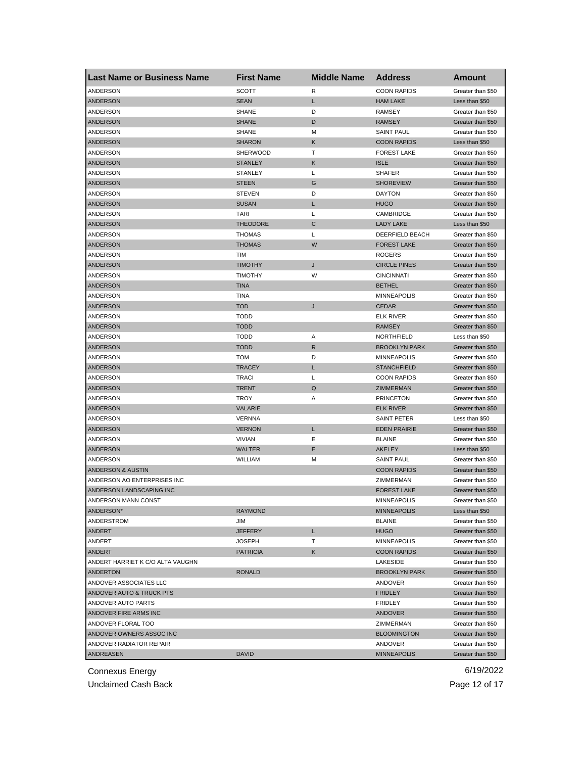| Last Name or Business Name | First Name | Middle Name | Address | Amount |
|---|---|---|---|---|
| ANDERSON | SCOTT | R | COON RAPIDS | Greater than $50 |
| ANDERSON | SEAN | L | HAM LAKE | Less than $50 |
| ANDERSON | SHANE | D | RAMSEY | Greater than $50 |
| ANDERSON | SHANE | D | RAMSEY | Greater than $50 |
| ANDERSON | SHANE | M | SAINT PAUL | Greater than $50 |
| ANDERSON | SHARON | K | COON RAPIDS | Less than $50 |
| ANDERSON | SHERWOOD | T | FOREST LAKE | Greater than $50 |
| ANDERSON | STANLEY | K | ISLE | Greater than $50 |
| ANDERSON | STANLEY | L | SHAFER | Greater than $50 |
| ANDERSON | STEEN | G | SHOREVIEW | Greater than $50 |
| ANDERSON | STEVEN | D | DAYTON | Greater than $50 |
| ANDERSON | SUSAN | L | HUGO | Greater than $50 |
| ANDERSON | TARI | L | CAMBRIDGE | Greater than $50 |
| ANDERSON | THEODORE | C | LADY LAKE | Less than $50 |
| ANDERSON | THOMAS | L | DEERFIELD BEACH | Greater than $50 |
| ANDERSON | THOMAS | W | FOREST LAKE | Greater than $50 |
| ANDERSON | TIM | | ROGERS | Greater than $50 |
| ANDERSON | TIMOTHY | J | CIRCLE PINES | Greater than $50 |
| ANDERSON | TIMOTHY | W | CINCINNATI | Greater than $50 |
| ANDERSON | TINA | | BETHEL | Greater than $50 |
| ANDERSON | TINA | | MINNEAPOLIS | Greater than $50 |
| ANDERSON | TOD | J | CEDAR | Greater than $50 |
| ANDERSON | TODD | | ELK RIVER | Greater than $50 |
| ANDERSON | TODD | | RAMSEY | Greater than $50 |
| ANDERSON | TODD | A | NORTHFIELD | Less than $50 |
| ANDERSON | TODD | R | BROOKLYN PARK | Greater than $50 |
| ANDERSON | TOM | D | MINNEAPOLIS | Greater than $50 |
| ANDERSON | TRACEY | L | STANCHFIELD | Greater than $50 |
| ANDERSON | TRACI | L | COON RAPIDS | Greater than $50 |
| ANDERSON | TRENT | Q | ZIMMERMAN | Greater than $50 |
| ANDERSON | TROY | A | PRINCETON | Greater than $50 |
| ANDERSON | VALARIE | | ELK RIVER | Greater than $50 |
| ANDERSON | VERNNA | | SAINT PETER | Less than $50 |
| ANDERSON | VERNON | L | EDEN PRAIRIE | Greater than $50 |
| ANDERSON | VIVIAN | E | BLAINE | Greater than $50 |
| ANDERSON | WALTER | E | AKELEY | Less than $50 |
| ANDERSON | WILLIAM | M | SAINT PAUL | Greater than $50 |
| ANDERSON & AUSTIN | | | COON RAPIDS | Greater than $50 |
| ANDERSON AO ENTERPRISES INC | | | ZIMMERMAN | Greater than $50 |
| ANDERSON LANDSCAPING INC | | | FOREST LAKE | Greater than $50 |
| ANDERSON MANN CONST | | | MINNEAPOLIS | Greater than $50 |
| ANDERSON* | RAYMOND | | MINNEAPOLIS | Less than $50 |
| ANDERSTROM | JIM | | BLAINE | Greater than $50 |
| ANDERT | JEFFERY | L | HUGO | Greater than $50 |
| ANDERT | JOSEPH | T | MINNEAPOLIS | Greater than $50 |
| ANDERT | PATRICIA | K | COON RAPIDS | Greater than $50 |
| ANDERT HARRIET K C/O ALTA VAUGHN | | | LAKESIDE | Greater than $50 |
| ANDERTON | RONALD | | BROOKLYN PARK | Greater than $50 |
| ANDOVER ASSOCIATES LLC | | | ANDOVER | Greater than $50 |
| ANDOVER AUTO & TRUCK PTS | | | FRIDLEY | Greater than $50 |
| ANDOVER AUTO PARTS | | | FRIDLEY | Greater than $50 |
| ANDOVER FIRE ARMS INC | | | ANDOVER | Greater than $50 |
| ANDOVER FLORAL TOO | | | ZIMMERMAN | Greater than $50 |
| ANDOVER OWNERS ASSOC INC | | | BLOOMINGTON | Greater than $50 |
| ANDOVER RADIATOR REPAIR | | | ANDOVER | Greater than $50 |
| ANDREASEN | DAVID | | MINNEAPOLIS | Greater than $50 |

Connexus Energy
Unclaimed Cash Back
6/19/2022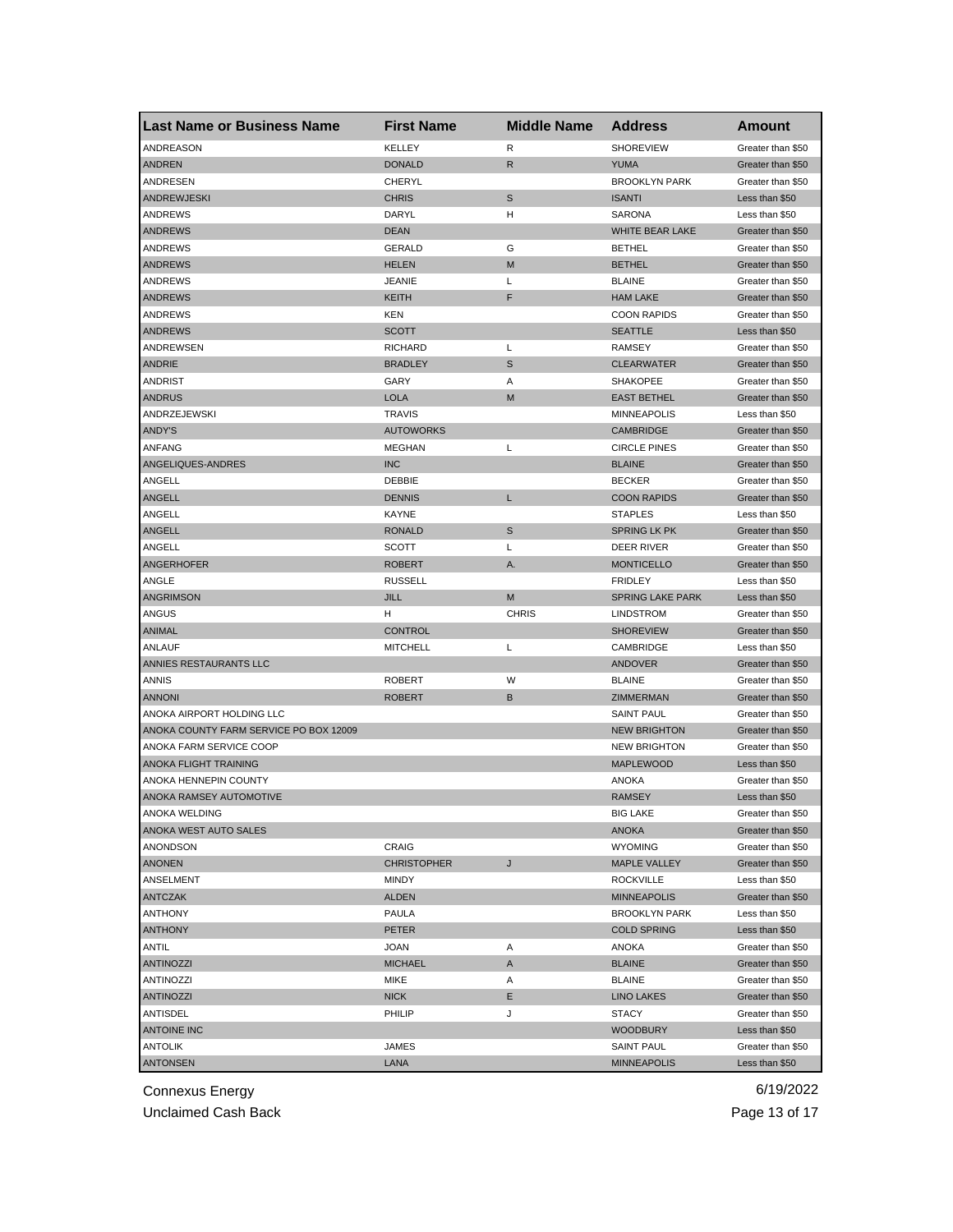| Last Name or Business Name | First Name | Middle Name | Address | Amount |
| --- | --- | --- | --- | --- |
| ANDREASON | KELLEY | R | SHOREVIEW | Greater than $50 |
| ANDREN | DONALD | R | YUMA | Greater than $50 |
| ANDRESEN | CHERYL | | BROOKLYN PARK | Greater than $50 |
| ANDREWJESKI | CHRIS | S | ISANTI | Less than $50 |
| ANDREWS | DARYL | H | SARONA | Less than $50 |
| ANDREWS | DEAN | | WHITE BEAR LAKE | Greater than $50 |
| ANDREWS | GERALD | G | BETHEL | Greater than $50 |
| ANDREWS | HELEN | M | BETHEL | Greater than $50 |
| ANDREWS | JEANIE | L | BLAINE | Greater than $50 |
| ANDREWS | KEITH | F | HAM LAKE | Greater than $50 |
| ANDREWS | KEN | | COON RAPIDS | Greater than $50 |
| ANDREWS | SCOTT | | SEATTLE | Less than $50 |
| ANDREWSEN | RICHARD | L | RAMSEY | Greater than $50 |
| ANDRIE | BRADLEY | S | CLEARWATER | Greater than $50 |
| ANDRIST | GARY | A | SHAKOPEE | Greater than $50 |
| ANDRUS | LOLA | M | EAST BETHEL | Greater than $50 |
| ANDRZEJEWSKI | TRAVIS | | MINNEAPOLIS | Less than $50 |
| ANDY'S | AUTOWORKS | | CAMBRIDGE | Greater than $50 |
| ANFANG | MEGHAN | L | CIRCLE PINES | Greater than $50 |
| ANGELIQUES-ANDRES | INC | | BLAINE | Greater than $50 |
| ANGELL | DEBBIE | | BECKER | Greater than $50 |
| ANGELL | DENNIS | L | COON RAPIDS | Greater than $50 |
| ANGELL | KAYNE | | STAPLES | Less than $50 |
| ANGELL | RONALD | S | SPRING LK PK | Greater than $50 |
| ANGELL | SCOTT | L | DEER RIVER | Greater than $50 |
| ANGERHOFER | ROBERT | A. | MONTICELLO | Greater than $50 |
| ANGLE | RUSSELL | | FRIDLEY | Less than $50 |
| ANGRIMSON | JILL | M | SPRING LAKE PARK | Less than $50 |
| ANGUS | H | CHRIS | LINDSTROM | Greater than $50 |
| ANIMAL | CONTROL | | SHOREVIEW | Greater than $50 |
| ANLAUF | MITCHELL | L | CAMBRIDGE | Less than $50 |
| ANNIES RESTAURANTS LLC | | | ANDOVER | Greater than $50 |
| ANNIS | ROBERT | W | BLAINE | Greater than $50 |
| ANNONI | ROBERT | B | ZIMMERMAN | Greater than $50 |
| ANOKA AIRPORT HOLDING LLC | | | SAINT PAUL | Greater than $50 |
| ANOKA COUNTY FARM SERVICE PO BOX 12009 | | | NEW BRIGHTON | Greater than $50 |
| ANOKA FARM SERVICE COOP | | | NEW BRIGHTON | Greater than $50 |
| ANOKA FLIGHT TRAINING | | | MAPLEWOOD | Less than $50 |
| ANOKA HENNEPIN COUNTY | | | ANOKA | Greater than $50 |
| ANOKA RAMSEY AUTOMOTIVE | | | RAMSEY | Less than $50 |
| ANOKA WELDING | | | BIG LAKE | Greater than $50 |
| ANOKA WEST AUTO SALES | | | ANOKA | Greater than $50 |
| ANONDSON | CRAIG | | WYOMING | Greater than $50 |
| ANONEN | CHRISTOPHER | J | MAPLE VALLEY | Greater than $50 |
| ANSELMENT | MINDY | | ROCKVILLE | Less than $50 |
| ANTCZAK | ALDEN | | MINNEAPOLIS | Greater than $50 |
| ANTHONY | PAULA | | BROOKLYN PARK | Less than $50 |
| ANTHONY | PETER | | COLD SPRING | Less than $50 |
| ANTIL | JOAN | A | ANOKA | Greater than $50 |
| ANTINOZZI | MICHAEL | A | BLAINE | Greater than $50 |
| ANTINOZZI | MIKE | A | BLAINE | Greater than $50 |
| ANTINOZZI | NICK | E | LINO LAKES | Greater than $50 |
| ANTISDEL | PHILIP | J | STACY | Greater than $50 |
| ANTOINE INC | | | WOODBURY | Less than $50 |
| ANTOLIK | JAMES | | SAINT PAUL | Greater than $50 |
| ANTONSEN | LANA | | MINNEAPOLIS | Less than $50 |

Connexus Energy
Unclaimed Cash Back

6/19/2022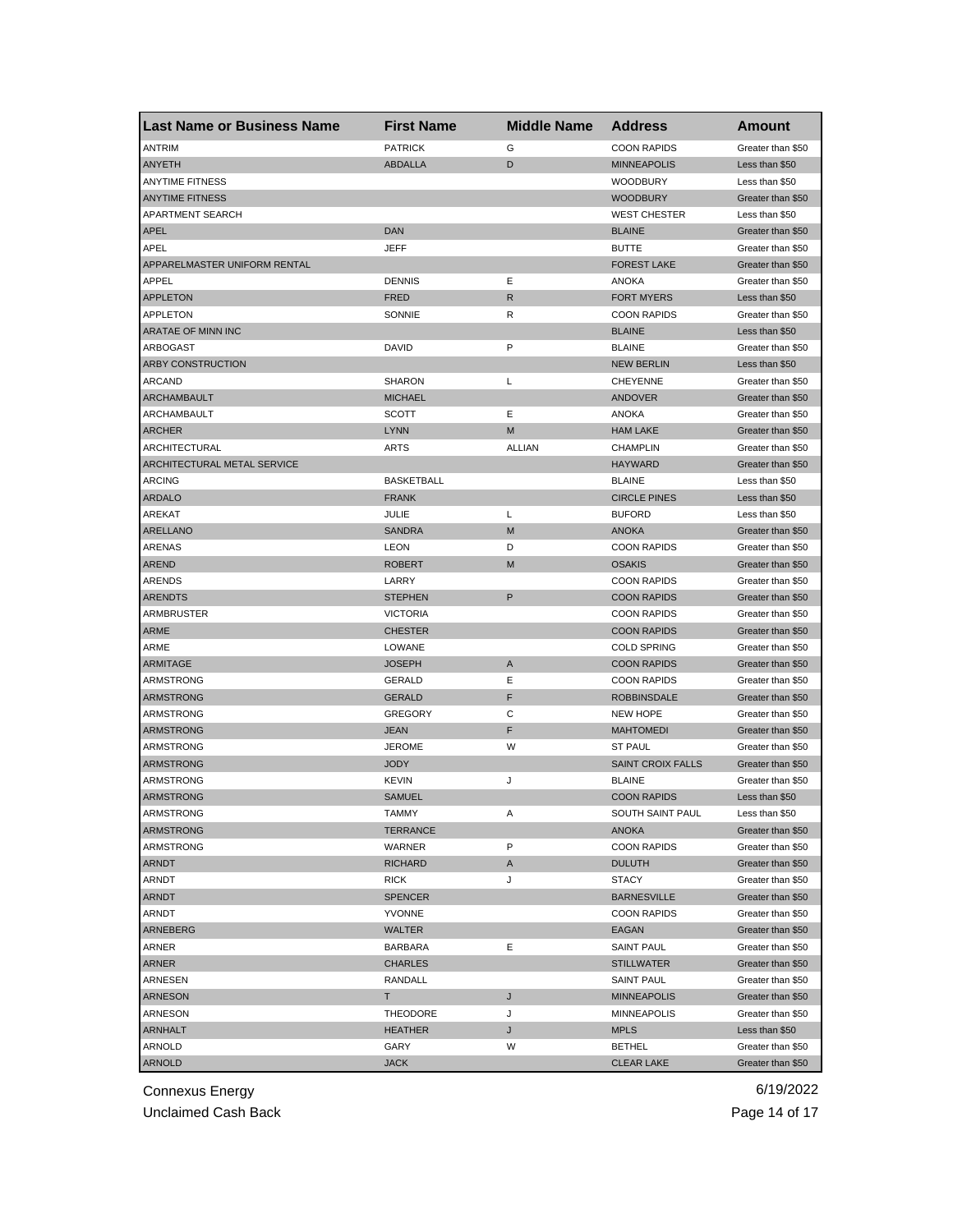| Last Name or Business Name | First Name | Middle Name | Address | Amount |
|---|---|---|---|---|
| ANTRIM | PATRICK | G | COON RAPIDS | Greater than $50 |
| ANYETH | ABDALLA | D | MINNEAPOLIS | Less than $50 |
| ANYTIME FITNESS | | | WOODBURY | Less than $50 |
| ANYTIME FITNESS | | | WOODBURY | Greater than $50 |
| APARTMENT SEARCH | | | WEST CHESTER | Less than $50 |
| APEL | DAN | | BLAINE | Greater than $50 |
| APEL | JEFF | | BUTTE | Greater than $50 |
| APPARELMASTER UNIFORM RENTAL | | | FOREST LAKE | Greater than $50 |
| APPEL | DENNIS | E | ANOKA | Greater than $50 |
| APPLETON | FRED | R | FORT MYERS | Less than $50 |
| APPLETON | SONNIE | R | COON RAPIDS | Greater than $50 |
| ARATAE OF MINN INC | | | BLAINE | Less than $50 |
| ARBOGAST | DAVID | P | BLAINE | Greater than $50 |
| ARBY CONSTRUCTION | | | NEW BERLIN | Less than $50 |
| ARCAND | SHARON | L | CHEYENNE | Greater than $50 |
| ARCHAMBAULT | MICHAEL | | ANDOVER | Greater than $50 |
| ARCHAMBAULT | SCOTT | E | ANOKA | Greater than $50 |
| ARCHER | LYNN | M | HAM LAKE | Greater than $50 |
| ARCHITECTURAL | ARTS | ALLIAN | CHAMPLIN | Greater than $50 |
| ARCHITECTURAL METAL SERVICE | | | HAYWARD | Greater than $50 |
| ARCING | BASKETBALL | | BLAINE | Less than $50 |
| ARDALO | FRANK | | CIRCLE PINES | Less than $50 |
| AREKAT | JULIE | L | BUFORD | Less than $50 |
| ARELLANO | SANDRA | M | ANOKA | Greater than $50 |
| ARENAS | LEON | D | COON RAPIDS | Greater than $50 |
| AREND | ROBERT | M | OSAKIS | Greater than $50 |
| ARENDS | LARRY | | COON RAPIDS | Greater than $50 |
| ARENDTS | STEPHEN | P | COON RAPIDS | Greater than $50 |
| ARMBRUSTER | VICTORIA | | COON RAPIDS | Greater than $50 |
| ARME | CHESTER | | COON RAPIDS | Greater than $50 |
| ARME | LOWANE | | COLD SPRING | Greater than $50 |
| ARMITAGE | JOSEPH | A | COON RAPIDS | Greater than $50 |
| ARMSTRONG | GERALD | E | COON RAPIDS | Greater than $50 |
| ARMSTRONG | GERALD | F | ROBBINSDALE | Greater than $50 |
| ARMSTRONG | GREGORY | C | NEW HOPE | Greater than $50 |
| ARMSTRONG | JEAN | F | MAHTOMEDI | Greater than $50 |
| ARMSTRONG | JEROME | W | ST PAUL | Greater than $50 |
| ARMSTRONG | JODY | | SAINT CROIX FALLS | Greater than $50 |
| ARMSTRONG | KEVIN | J | BLAINE | Greater than $50 |
| ARMSTRONG | SAMUEL | | COON RAPIDS | Less than $50 |
| ARMSTRONG | TAMMY | A | SOUTH SAINT PAUL | Less than $50 |
| ARMSTRONG | TERRANCE | | ANOKA | Greater than $50 |
| ARMSTRONG | WARNER | P | COON RAPIDS | Greater than $50 |
| ARNDT | RICHARD | A | DULUTH | Greater than $50 |
| ARNDT | RICK | J | STACY | Greater than $50 |
| ARNDT | SPENCER | | BARNESVILLE | Greater than $50 |
| ARNDT | YVONNE | | COON RAPIDS | Greater than $50 |
| ARNEBERG | WALTER | | EAGAN | Greater than $50 |
| ARNER | BARBARA | E | SAINT PAUL | Greater than $50 |
| ARNER | CHARLES | | STILLWATER | Greater than $50 |
| ARNESEN | RANDALL | | SAINT PAUL | Greater than $50 |
| ARNESON | T | J | MINNEAPOLIS | Greater than $50 |
| ARNESON | THEODORE | J | MINNEAPOLIS | Greater than $50 |
| ARNHALT | HEATHER | J | MPLS | Less than $50 |
| ARNOLD | GARY | W | BETHEL | Greater than $50 |
| ARNOLD | JACK | | CLEAR LAKE | Greater than $50 |

Connexus Energy
Unclaimed Cash Back
6/19/2022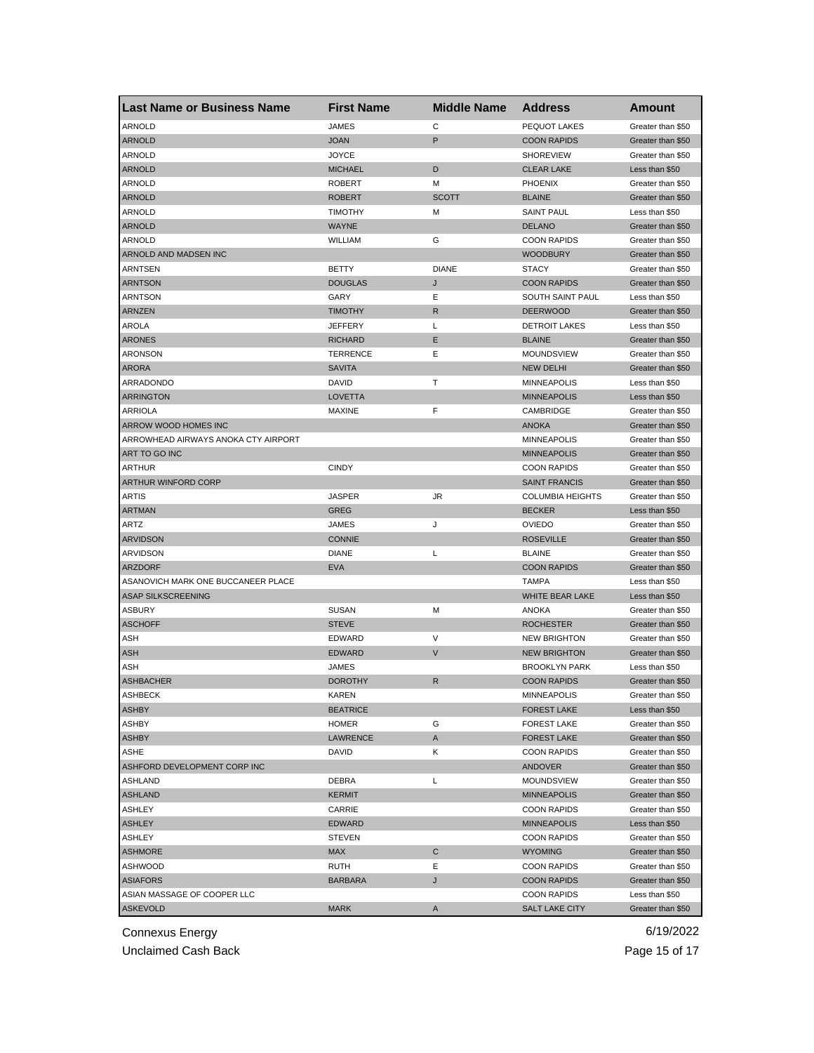| Last Name or Business Name | First Name | Middle Name | Address | Amount |
|---|---|---|---|---|
| ARNOLD | JAMES | C | PEQUOT LAKES | Greater than $50 |
| ARNOLD | JOAN | P | COON RAPIDS | Greater than $50 |
| ARNOLD | JOYCE | | SHOREVIEW | Greater than $50 |
| ARNOLD | MICHAEL | D | CLEAR LAKE | Less than $50 |
| ARNOLD | ROBERT | M | PHOENIX | Greater than $50 |
| ARNOLD | ROBERT | SCOTT | BLAINE | Greater than $50 |
| ARNOLD | TIMOTHY | M | SAINT PAUL | Less than $50 |
| ARNOLD | WAYNE | | DELANO | Greater than $50 |
| ARNOLD | WILLIAM | G | COON RAPIDS | Greater than $50 |
| ARNOLD AND MADSEN INC | | | WOODBURY | Greater than $50 |
| ARNTSEN | BETTY | DIANE | STACY | Greater than $50 |
| ARNTSON | DOUGLAS | J | COON RAPIDS | Greater than $50 |
| ARNTSON | GARY | E | SOUTH SAINT PAUL | Less than $50 |
| ARNZEN | TIMOTHY | R | DEERWOOD | Greater than $50 |
| AROLA | JEFFERY | L | DETROIT LAKES | Less than $50 |
| ARONES | RICHARD | E | BLAINE | Greater than $50 |
| ARONSON | TERRENCE | E | MOUNDSVIEW | Greater than $50 |
| ARORA | SAVITA | | NEW DELHI | Greater than $50 |
| ARRADONDO | DAVID | T | MINNEAPOLIS | Less than $50 |
| ARRINGTON | LOVETTA | | MINNEAPOLIS | Less than $50 |
| ARRIOLA | MAXINE | F | CAMBRIDGE | Greater than $50 |
| ARROW WOOD HOMES INC | | | ANOKA | Greater than $50 |
| ARROWHEAD AIRWAYS ANOKA CTY AIRPORT | | | MINNEAPOLIS | Greater than $50 |
| ART TO GO INC | | | MINNEAPOLIS | Greater than $50 |
| ARTHUR | CINDY | | COON RAPIDS | Greater than $50 |
| ARTHUR WINFORD CORP | | | SAINT FRANCIS | Greater than $50 |
| ARTIS | JASPER | JR | COLUMBIA HEIGHTS | Greater than $50 |
| ARTMAN | GREG | | BECKER | Less than $50 |
| ARTZ | JAMES | J | OVIEDO | Greater than $50 |
| ARVIDSON | CONNIE | | ROSEVILLE | Greater than $50 |
| ARVIDSON | DIANE | L | BLAINE | Greater than $50 |
| ARZDORF | EVA | | COON RAPIDS | Greater than $50 |
| ASANOVICH MARK ONE BUCCANEER PLACE | | | TAMPA | Less than $50 |
| ASAP SILKSCREENING | | | WHITE BEAR LAKE | Less than $50 |
| ASBURY | SUSAN | M | ANOKA | Greater than $50 |
| ASCHOFF | STEVE | | ROCHESTER | Greater than $50 |
| ASH | EDWARD | V | NEW BRIGHTON | Greater than $50 |
| ASH | EDWARD | V | NEW BRIGHTON | Greater than $50 |
| ASH | JAMES | | BROOKLYN PARK | Less than $50 |
| ASHBACHER | DOROTHY | R | COON RAPIDS | Greater than $50 |
| ASHBECK | KAREN | | MINNEAPOLIS | Greater than $50 |
| ASHBY | BEATRICE | | FOREST LAKE | Less than $50 |
| ASHBY | HOMER | G | FOREST LAKE | Greater than $50 |
| ASHBY | LAWRENCE | A | FOREST LAKE | Greater than $50 |
| ASHE | DAVID | K | COON RAPIDS | Greater than $50 |
| ASHFORD DEVELOPMENT CORP INC | | | ANDOVER | Greater than $50 |
| ASHLAND | DEBRA | L | MOUNDSVIEW | Greater than $50 |
| ASHLAND | KERMIT | | MINNEAPOLIS | Greater than $50 |
| ASHLEY | CARRIE | | COON RAPIDS | Greater than $50 |
| ASHLEY | EDWARD | | MINNEAPOLIS | Less than $50 |
| ASHLEY | STEVEN | | COON RAPIDS | Greater than $50 |
| ASHMORE | MAX | C | WYOMING | Greater than $50 |
| ASHWOOD | RUTH | E | COON RAPIDS | Greater than $50 |
| ASIAFORS | BARBARA | J | COON RAPIDS | Greater than $50 |
| ASIAN MASSAGE OF COOPER LLC | | | COON RAPIDS | Less than $50 |
| ASKEVOLD | MARK | A | SALT LAKE CITY | Greater than $50 |

Connexus Energy
Unclaimed Cash Back
6/19/2022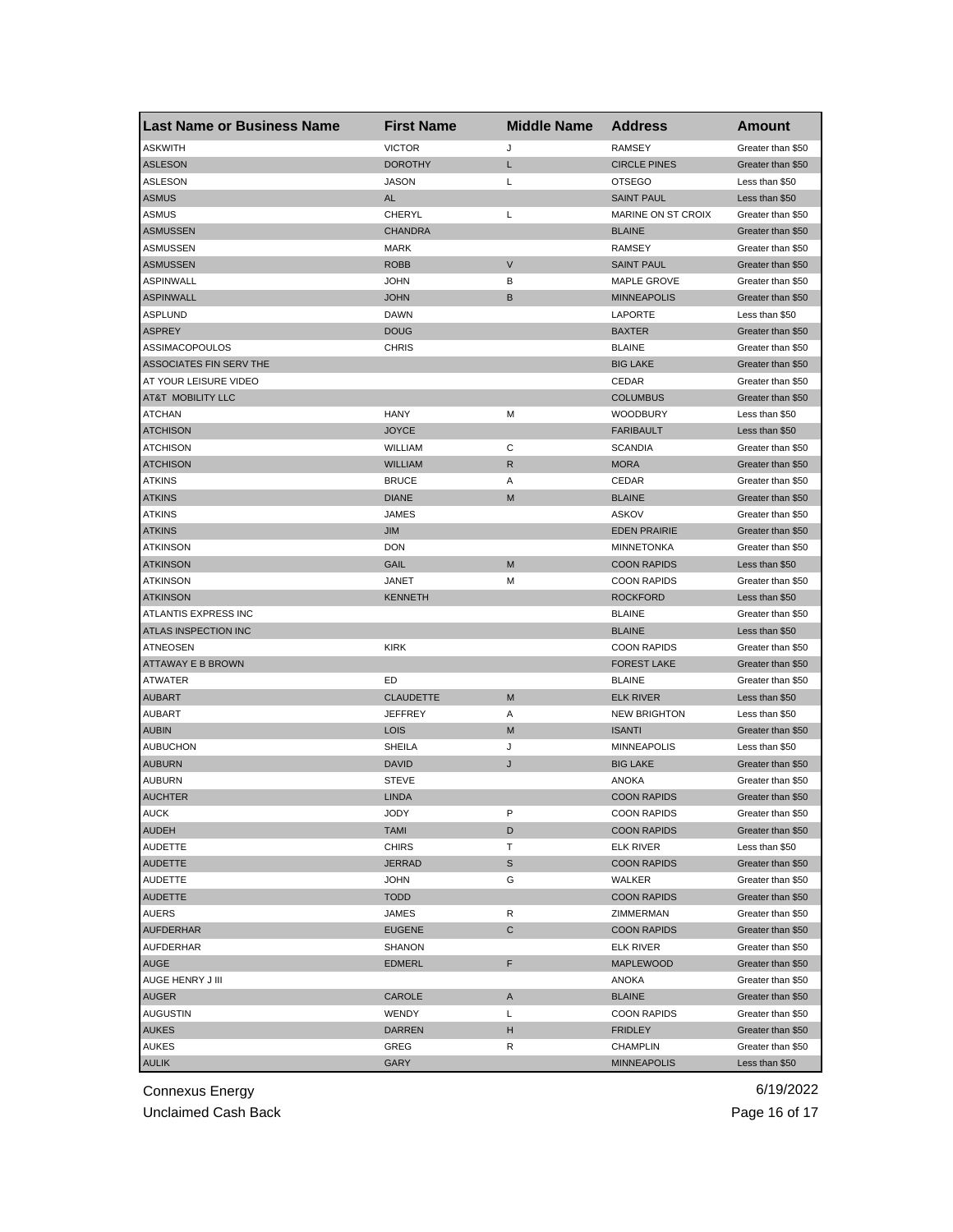| Last Name or Business Name | First Name | Middle Name | Address | Amount |
|---|---|---|---|---|
| ASKWITH | VICTOR | J | RAMSEY | Greater than $50 |
| ASLESON | DOROTHY | L | CIRCLE PINES | Greater than $50 |
| ASLESON | JASON | L | OTSEGO | Less than $50 |
| ASMUS | AL | | SAINT PAUL | Less than $50 |
| ASMUS | CHERYL | L | MARINE ON ST CROIX | Greater than $50 |
| ASMUSSEN | CHANDRA | | BLAINE | Greater than $50 |
| ASMUSSEN | MARK | | RAMSEY | Greater than $50 |
| ASMUSSEN | ROBB | V | SAINT PAUL | Greater than $50 |
| ASPINWALL | JOHN | B | MAPLE GROVE | Greater than $50 |
| ASPINWALL | JOHN | B | MINNEAPOLIS | Greater than $50 |
| ASPLUND | DAWN | | LAPORTE | Less than $50 |
| ASPREY | DOUG | | BAXTER | Greater than $50 |
| ASSIMACOPOULOS | CHRIS | | BLAINE | Greater than $50 |
| ASSOCIATES FIN SERV THE | | | BIG LAKE | Greater than $50 |
| AT YOUR LEISURE VIDEO | | | CEDAR | Greater than $50 |
| AT&T MOBILITY LLC | | | COLUMBUS | Greater than $50 |
| ATCHAN | HANY | M | WOODBURY | Less than $50 |
| ATCHISON | JOYCE | | FARIBAULT | Less than $50 |
| ATCHISON | WILLIAM | C | SCANDIA | Greater than $50 |
| ATCHISON | WILLIAM | R | MORA | Greater than $50 |
| ATKINS | BRUCE | A | CEDAR | Greater than $50 |
| ATKINS | DIANE | M | BLAINE | Greater than $50 |
| ATKINS | JAMES | | ASKOV | Greater than $50 |
| ATKINS | JIM | | EDEN PRAIRIE | Greater than $50 |
| ATKINSON | DON | | MINNETONKA | Greater than $50 |
| ATKINSON | GAIL | M | COON RAPIDS | Less than $50 |
| ATKINSON | JANET | M | COON RAPIDS | Greater than $50 |
| ATKINSON | KENNETH | | ROCKFORD | Less than $50 |
| ATLANTIS EXPRESS INC | | | BLAINE | Greater than $50 |
| ATLAS INSPECTION INC | | | BLAINE | Less than $50 |
| ATNEOSEN | KIRK | | COON RAPIDS | Greater than $50 |
| ATTAWAY E B BROWN | | | FOREST LAKE | Greater than $50 |
| ATWATER | ED | | BLAINE | Greater than $50 |
| AUBART | CLAUDETTE | M | ELK RIVER | Less than $50 |
| AUBART | JEFFREY | A | NEW BRIGHTON | Less than $50 |
| AUBIN | LOIS | M | ISANTI | Greater than $50 |
| AUBUCHON | SHEILA | J | MINNEAPOLIS | Less than $50 |
| AUBURN | DAVID | J | BIG LAKE | Greater than $50 |
| AUBURN | STEVE | | ANOKA | Greater than $50 |
| AUCHTER | LINDA | | COON RAPIDS | Greater than $50 |
| AUCK | JODY | P | COON RAPIDS | Greater than $50 |
| AUDEH | TAMI | D | COON RAPIDS | Greater than $50 |
| AUDETTE | CHIRS | T | ELK RIVER | Less than $50 |
| AUDETTE | JERRAD | S | COON RAPIDS | Greater than $50 |
| AUDETTE | JOHN | G | WALKER | Greater than $50 |
| AUDETTE | TODD | | COON RAPIDS | Greater than $50 |
| AUERS | JAMES | R | ZIMMERMAN | Greater than $50 |
| AUFDERHAR | EUGENE | C | COON RAPIDS | Greater than $50 |
| AUFDERHAR | SHANON | | ELK RIVER | Greater than $50 |
| AUGE | EDMERL | F | MAPLEWOOD | Greater than $50 |
| AUGE HENRY J III | | | ANOKA | Greater than $50 |
| AUGER | CAROLE | A | BLAINE | Greater than $50 |
| AUGUSTIN | WENDY | L | COON RAPIDS | Greater than $50 |
| AUKES | DARREN | H | FRIDLEY | Greater than $50 |
| AUKES | GREG | R | CHAMPLIN | Greater than $50 |
| AULIK | GARY | | MINNEAPOLIS | Less than $50 |

Connexus Energy
Unclaimed Cash Back

6/19/2022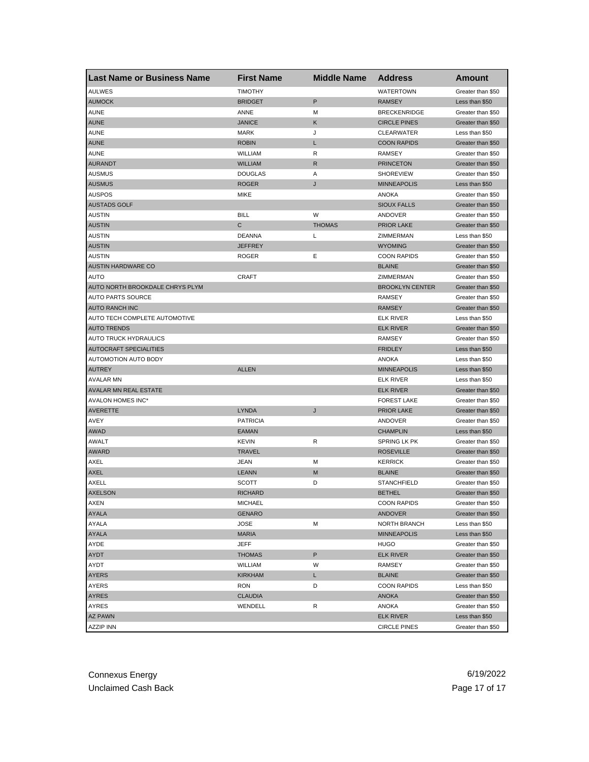| Last Name or Business Name | First Name | Middle Name | Address | Amount |
|---|---|---|---|---|
| AULWES | TIMOTHY | | WATERTOWN | Greater than $50 |
| AUMOCK | BRIDGET | P | RAMSEY | Less than $50 |
| AUNE | ANNE | M | BRECKENRIDGE | Greater than $50 |
| AUNE | JANICE | K | CIRCLE PINES | Greater than $50 |
| AUNE | MARK | J | CLEARWATER | Less than $50 |
| AUNE | ROBIN | L | COON RAPIDS | Greater than $50 |
| AUNE | WILLIAM | R | RAMSEY | Greater than $50 |
| AURANDT | WILLIAM | R | PRINCETON | Greater than $50 |
| AUSMUS | DOUGLAS | A | SHOREVIEW | Greater than $50 |
| AUSMUS | ROGER | J | MINNEAPOLIS | Less than $50 |
| AUSPOS | MIKE | | ANOKA | Greater than $50 |
| AUSTADS GOLF | | | SIOUX FALLS | Greater than $50 |
| AUSTIN | BILL | W | ANDOVER | Greater than $50 |
| AUSTIN | C | THOMAS | PRIOR LAKE | Greater than $50 |
| AUSTIN | DEANNA | L | ZIMMERMAN | Less than $50 |
| AUSTIN | JEFFREY | | WYOMING | Greater than $50 |
| AUSTIN | ROGER | E | COON RAPIDS | Greater than $50 |
| AUSTIN HARDWARE CO | | | BLAINE | Greater than $50 |
| AUTO | CRAFT | | ZIMMERMAN | Greater than $50 |
| AUTO NORTH BROOKDALE CHRYS PLYM | | | BROOKLYN CENTER | Greater than $50 |
| AUTO PARTS SOURCE | | | RAMSEY | Greater than $50 |
| AUTO RANCH INC | | | RAMSEY | Greater than $50 |
| AUTO TECH COMPLETE AUTOMOTIVE | | | ELK RIVER | Less than $50 |
| AUTO TRENDS | | | ELK RIVER | Greater than $50 |
| AUTO TRUCK HYDRAULICS | | | RAMSEY | Greater than $50 |
| AUTOCRAFT SPECIALITIES | | | FRIDLEY | Less than $50 |
| AUTOMOTION AUTO BODY | | | ANOKA | Less than $50 |
| AUTREY | ALLEN | | MINNEAPOLIS | Less than $50 |
| AVALAR MN | | | ELK RIVER | Less than $50 |
| AVALAR MN REAL ESTATE | | | ELK RIVER | Greater than $50 |
| AVALON HOMES INC* | | | FOREST LAKE | Greater than $50 |
| AVERETTE | LYNDA | J | PRIOR LAKE | Greater than $50 |
| AVEY | PATRICIA | | ANDOVER | Greater than $50 |
| AWAD | EAMAN | | CHAMPLIN | Less than $50 |
| AWALT | KEVIN | R | SPRING LK PK | Greater than $50 |
| AWARD | TRAVEL | | ROSEVILLE | Greater than $50 |
| AXEL | JEAN | M | KERRICK | Greater than $50 |
| AXEL | LEANN | M | BLAINE | Greater than $50 |
| AXELL | SCOTT | D | STANCHFIELD | Greater than $50 |
| AXELSON | RICHARD | | BETHEL | Greater than $50 |
| AXEN | MICHAEL | | COON RAPIDS | Greater than $50 |
| AYALA | GENARO | | ANDOVER | Greater than $50 |
| AYALA | JOSE | M | NORTH BRANCH | Less than $50 |
| AYALA | MARIA | | MINNEAPOLIS | Less than $50 |
| AYDE | JEFF | | HUGO | Greater than $50 |
| AYDT | THOMAS | P | ELK RIVER | Greater than $50 |
| AYDT | WILLIAM | W | RAMSEY | Greater than $50 |
| AYERS | KIRKHAM | L | BLAINE | Greater than $50 |
| AYERS | RON | D | COON RAPIDS | Less than $50 |
| AYRES | CLAUDIA | | ANOKA | Greater than $50 |
| AYRES | WENDELL | R | ANOKA | Greater than $50 |
| AZ PAWN | | | ELK RIVER | Less than $50 |
| AZZIP INN | | | CIRCLE PINES | Greater than $50 |

Connexus Energy
Unclaimed Cash Back

6/19/2022